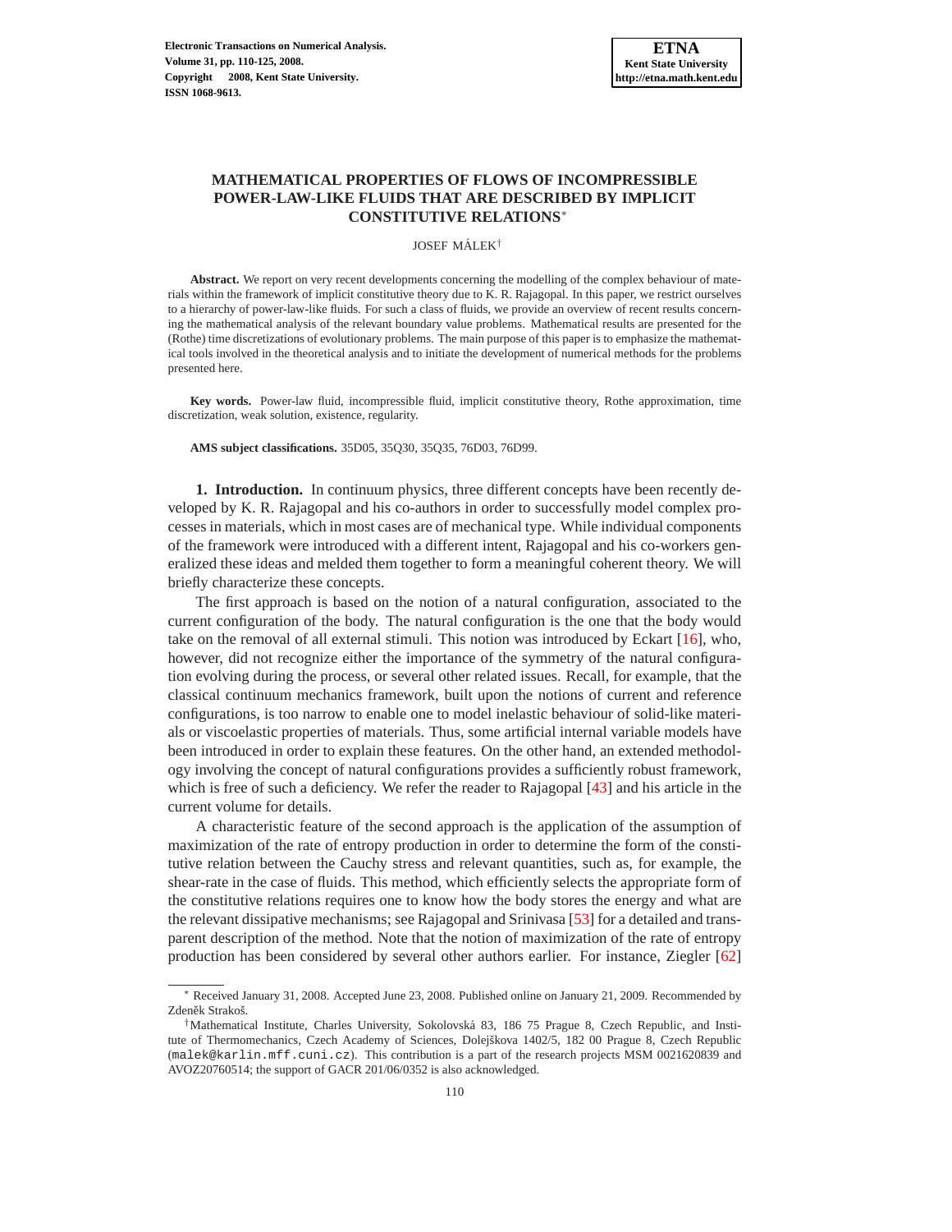# MATHEMATICAL PROPERTIES OF FLOWS OF INCOMPRESSIBLE POWER-LAW-LIKE FLUIDS THAT ARE DESCRIBED BY IMPLICIT CONSTITUTIVE RELATIONS*

JOSEF MÁLEK†

**Abstract.** We report on very recent developments concerning the modelling of the complex behaviour of materials within the framework of implicit constitutive theory due to K. R. Rajagopal. In this paper, we restrict ourselves to a hierarchy of power-law-like fluids. For such a class of fluids, we provide an overview of recent results concerning the mathematical analysis of the relevant boundary value problems. Mathematical results are presented for the (Rothe) time discretizations of evolutionary problems. The main purpose of this paper is to emphasize the mathematical tools involved in the theoretical analysis and to initiate the development of numerical methods for the problems presented here.

**Key words.** Power-law fluid, incompressible fluid, implicit constitutive theory, Rothe approximation, time discretization, weak solution, existence, regularity.

**AMS subject classifications.** 35D05, 35Q30, 35Q35, 76D03, 76D99.

## 1. Introduction.

In continuum physics, three different concepts have been recently developed by K. R. Rajagopal and his co-authors in order to successfully model complex processes in materials, which in most cases are of mechanical type. While individual components of the framework were introduced with a different intent, Rajagopal and his co-workers generalized these ideas and melded them together to form a meaningful coherent theory. We will briefly characterize these concepts.

The first approach is based on the notion of a natural configuration, associated to the current configuration of the body. The natural configuration is the one that the body would take on the removal of all external stimuli. This notion was introduced by Eckart [16], who, however, did not recognize either the importance of the symmetry of the natural configuration evolving during the process, or several other related issues. Recall, for example, that the classical continuum mechanics framework, built upon the notions of current and reference configurations, is too narrow to enable one to model inelastic behaviour of solid-like materials or viscoelastic properties of materials. Thus, some artificial internal variable models have been introduced in order to explain these features. On the other hand, an extended methodology involving the concept of natural configurations provides a sufficiently robust framework, which is free of such a deficiency. We refer the reader to Rajagopal [43] and his article in the current volume for details.

A characteristic feature of the second approach is the application of the assumption of maximization of the rate of entropy production in order to determine the form of the constitutive relation between the Cauchy stress and relevant quantities, such as, for example, the shear-rate in the case of fluids. This method, which efficiently selects the appropriate form of the constitutive relations requires one to know how the body stores the energy and what are the relevant dissipative mechanisms; see Rajagopal and Srinivasa [53] for a detailed and transparent description of the method. Note that the notion of maximization of the rate of entropy production has been considered by several other authors earlier. For instance, Ziegler [62]

---

* Received January 31, 2008. Accepted June 23, 2008. Published online on January 21, 2009. Recommended by Zdeněk Strakoš.

† Mathematical Institute, Charles University, Sokolovská 83, 186 75 Prague 8, Czech Republic, and Institute of Thermomechanics, Czech Academy of Sciences, Dolejškova 1402/5, 182 00 Prague 8, Czech Republic (malek@karlin.mff.cuni.cz). This contribution is a part of the research projects MSM 0021620839 and AVOZ20760514; the support of GACR 201/06/0352 is also acknowledged.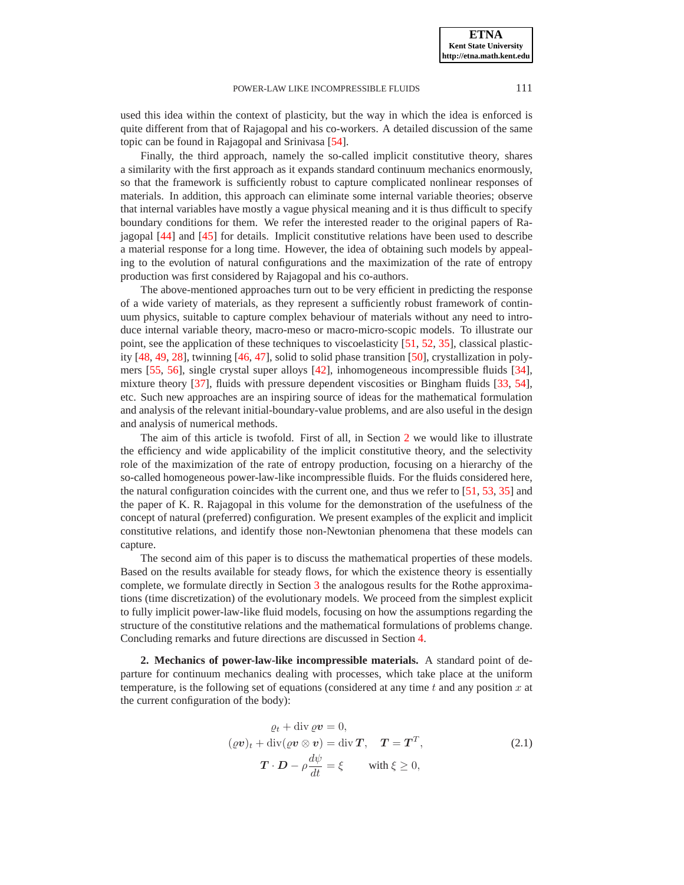used this idea within the context of plasticity, but the way in which the idea is enforced is quite different from that of Rajagopal and his co-workers. A detailed discussion of the same topic can be found in Rajagopal and Srinivasa [54].

Finally, the third approach, namely the so-called implicit constitutive theory, shares a similarity with the first approach as it expands standard continuum mechanics enormously, so that the framework is sufficiently robust to capture complicated nonlinear responses of materials. In addition, this approach can eliminate some internal variable theories; observe that internal variables have mostly a vague physical meaning and it is thus difficult to specify boundary conditions for them. We refer the interested reader to the original papers of Rajagopal [44] and [45] for details. Implicit constitutive relations have been used to describe a material response for a long time. However, the idea of obtaining such models by appealing to the evolution of natural configurations and the maximization of the rate of entropy production was first considered by Rajagopal and his co-authors.

The above-mentioned approaches turn out to be very efficient in predicting the response of a wide variety of materials, as they represent a sufficiently robust framework of continuum physics, suitable to capture complex behaviour of materials without any need to introduce internal variable theory, macro-meso or macro-micro-scopic models. To illustrate our point, see the application of these techniques to viscoelasticity [51, 52, 35], classical plasticity [48, 49, 28], twinning [46, 47], solid to solid phase transition [50], crystallization in polymers [55, 56], single crystal super alloys [42], inhomogeneous incompressible fluids [34], mixture theory [37], fluids with pressure dependent viscosities or Bingham fluids [33, 54], etc. Such new approaches are an inspiring source of ideas for the mathematical formulation and analysis of the relevant initial-boundary-value problems, and are also useful in the design and analysis of numerical methods.

The aim of this article is twofold. First of all, in Section 2 we would like to illustrate the efficiency and wide applicability of the implicit constitutive theory, and the selectivity role of the maximization of the rate of entropy production, focusing on a hierarchy of the so-called homogeneous power-law-like incompressible fluids. For the fluids considered here, the natural configuration coincides with the current one, and thus we refer to [51, 53, 35] and the paper of K. R. Rajagopal in this volume for the demonstration of the usefulness of the concept of natural (preferred) configuration. We present examples of the explicit and implicit constitutive relations, and identify those non-Newtonian phenomena that these models can capture.

The second aim of this paper is to discuss the mathematical properties of these models. Based on the results available for steady flows, for which the existence theory is essentially complete, we formulate directly in Section 3 the analogous results for the Rothe approximations (time discretization) of the evolutionary models. We proceed from the simplest explicit to fully implicit power-law-like fluid models, focusing on how the assumptions regarding the structure of the constitutive relations and the mathematical formulations of problems change. Concluding remarks and future directions are discussed in Section 4.

**2. Mechanics of power-law-like incompressible materials.** A standard point of departure for continuum mechanics dealing with processes, which take place at the uniform temperature, is the following set of equations (considered at any time $t$ and any position $x$ at the current configuration of the body):

$$
\begin{gathered}
\varrho_t + \operatorname{div} \varrho \boldsymbol{v} = 0, \\
(\varrho \boldsymbol{v})_t + \operatorname{div}(\varrho \boldsymbol{v} \otimes \boldsymbol{v}) = \operatorname{div} \boldsymbol{T}, \quad \boldsymbol{T} = \boldsymbol{T}^T, \\
\boldsymbol{T} \cdot \boldsymbol{D} - \rho \frac{d\psi}{dt} = \xi \qquad \text{with } \xi \geq 0,
\end{gathered}
\tag{2.1}
$$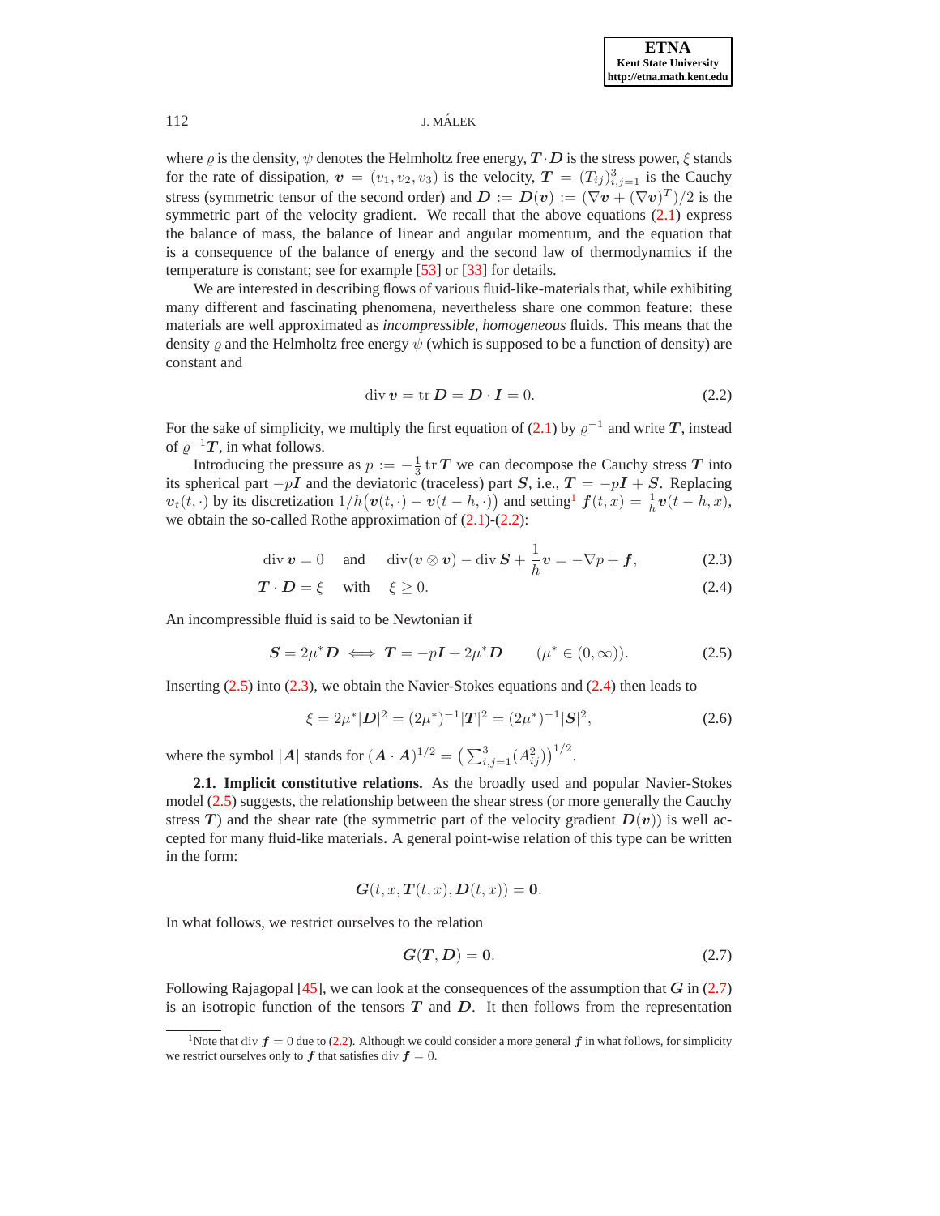where $\varrho$ is the density, $\psi$ denotes the Helmholtz free energy, $\boldsymbol{T}\cdot\boldsymbol{D}$ is the stress power, $\xi$ stands for the rate of dissipation, $\boldsymbol{v} = (v_1, v_2, v_3)$ is the velocity, $\boldsymbol{T} = (T_{ij})_{i,j=1}^3$ is the Cauchy stress (symmetric tensor of the second order) and $\boldsymbol{D} := \boldsymbol{D}(\boldsymbol{v}) := (\nabla\boldsymbol{v} + (\nabla\boldsymbol{v})^T)/2$ is the symmetric part of the velocity gradient. We recall that the above equations (2.1) express the balance of mass, the balance of linear and angular momentum, and the equation that is a consequence of the balance of energy and the second law of thermodynamics if the temperature is constant; see for example [53] or [33] for details.

We are interested in describing flows of various fluid-like-materials that, while exhibiting many different and fascinating phenomena, nevertheless share one common feature: these materials are well approximated as *incompressible, homogeneous* fluids. This means that the density $\varrho$ and the Helmholtz free energy $\psi$ (which is supposed to be a function of density) are constant and

$$\operatorname{div}\boldsymbol{v} = \operatorname{tr}\boldsymbol{D} = \boldsymbol{D}\cdot\boldsymbol{I} = 0. \tag{2.2}$$

For the sake of simplicity, we multiply the first equation of (2.1) by $\varrho^{-1}$ and write $\boldsymbol{T}$, instead of $\varrho^{-1}\boldsymbol{T}$, in what follows.

Introducing the pressure as $p := -\frac{1}{3}\operatorname{tr}\boldsymbol{T}$ we can decompose the Cauchy stress $\boldsymbol{T}$ into its spherical part $-p\boldsymbol{I}$ and the deviatoric (traceless) part $\boldsymbol{S}$, i.e., $\boldsymbol{T} = -p\boldsymbol{I} + \boldsymbol{S}$. Replacing $\boldsymbol{v}_t(t,\cdot)$ by its discretization $1/h\big(\boldsymbol{v}(t,\cdot) - \boldsymbol{v}(t-h,\cdot)\big)$ and setting[1] $\boldsymbol{f}(t,x) = \frac{1}{h}\boldsymbol{v}(t-h,x)$, we obtain the so-called Rothe approximation of (2.1)-(2.2):

$$\operatorname{div}\boldsymbol{v} = 0 \quad \text{and} \quad \operatorname{div}(\boldsymbol{v}\otimes\boldsymbol{v}) - \operatorname{div}\boldsymbol{S} + \frac{1}{h}\boldsymbol{v} = -\nabla p + \boldsymbol{f}, \tag{2.3}$$

$$\boldsymbol{T}\cdot\boldsymbol{D} = \xi \quad \text{with} \quad \xi \geq 0. \tag{2.4}$$

An incompressible fluid is said to be Newtonian if

$$\boldsymbol{S} = 2\mu^*\boldsymbol{D} \iff \boldsymbol{T} = -p\boldsymbol{I} + 2\mu^*\boldsymbol{D} \qquad (\mu^* \in (0,\infty)). \tag{2.5}$$

Inserting (2.5) into (2.3), we obtain the Navier-Stokes equations and (2.4) then leads to

$$\xi = 2\mu^*|\boldsymbol{D}|^2 = (2\mu^*)^{-1}|\boldsymbol{T}|^2 = (2\mu^*)^{-1}|\boldsymbol{S}|^2, \tag{2.6}$$

where the symbol $|\boldsymbol{A}|$ stands for $(\boldsymbol{A}\cdot\boldsymbol{A})^{1/2} = \big(\sum_{i,j=1}^3 (A_{ij}^2)\big)^{1/2}$.

**2.1. Implicit constitutive relations.** As the broadly used and popular Navier-Stokes model (2.5) suggests, the relationship between the shear stress (or more generally the Cauchy stress $\boldsymbol{T}$) and the shear rate (the symmetric part of the velocity gradient $\boldsymbol{D}(\boldsymbol{v})$) is well accepted for many fluid-like materials. A general point-wise relation of this type can be written in the form:

$$\boldsymbol{G}(t, x, \boldsymbol{T}(t,x), \boldsymbol{D}(t,x)) = \boldsymbol{0}.$$

In what follows, we restrict ourselves to the relation

$$\boldsymbol{G}(\boldsymbol{T},\boldsymbol{D}) = \boldsymbol{0}. \tag{2.7}$$

Following Rajagopal [45], we can look at the consequences of the assumption that $\boldsymbol{G}$ in (2.7) is an isotropic function of the tensors $\boldsymbol{T}$ and $\boldsymbol{D}$. It then follows from the representation

---

[1] Note that $\operatorname{div}\boldsymbol{f} = 0$ due to (2.2). Although we could consider a more general $\boldsymbol{f}$ in what follows, for simplicity we restrict ourselves only to $\boldsymbol{f}$ that satisfies $\operatorname{div}\boldsymbol{f} = 0$.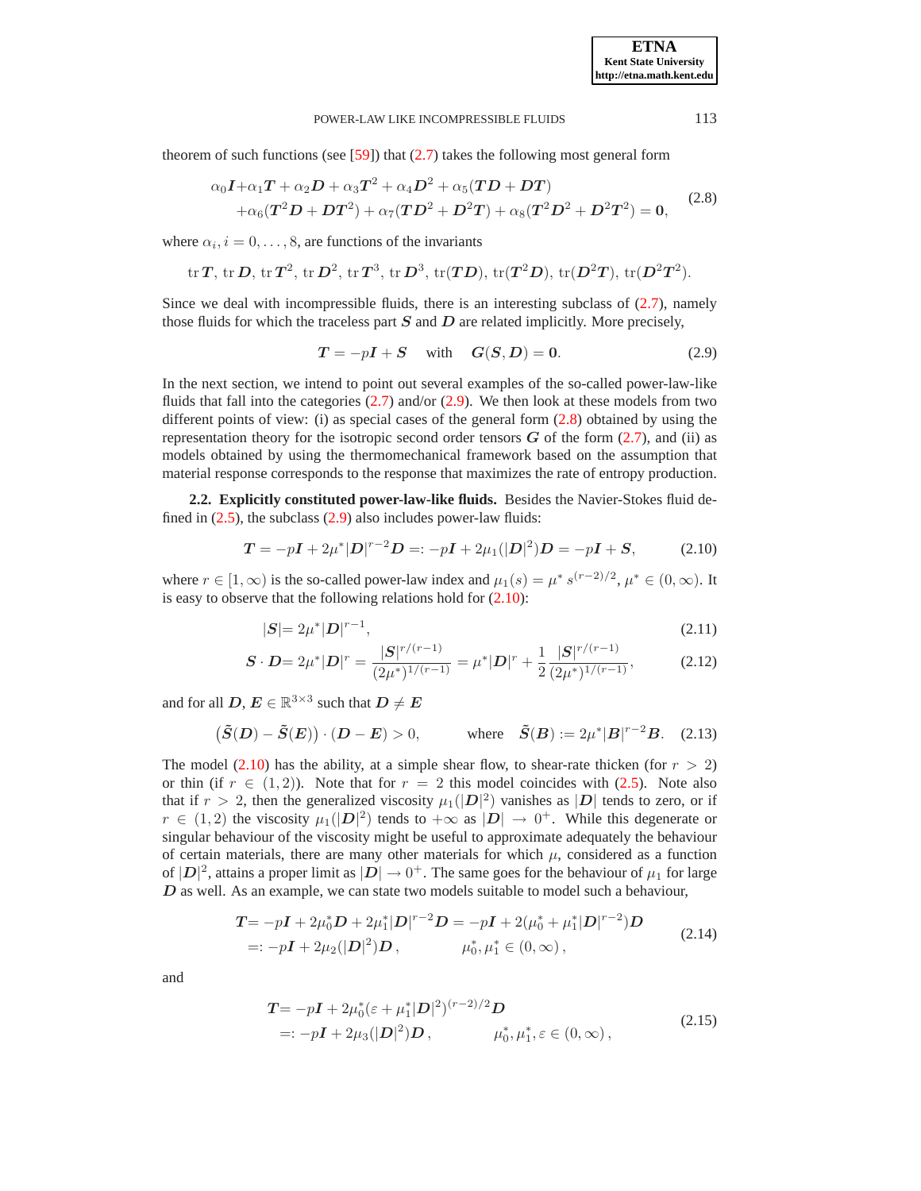theorem of such functions (see [59]) that (2.7) takes the following most general form

$$\begin{aligned} \alpha_0 \boldsymbol{I} + &\alpha_1 \boldsymbol{T} + \alpha_2 \boldsymbol{D} + \alpha_3 \boldsymbol{T}^2 + \alpha_4 \boldsymbol{D}^2 + \alpha_5 (\boldsymbol{T}\boldsymbol{D} + \boldsymbol{D}\boldsymbol{T}) \\ &+ \alpha_6 (\boldsymbol{T}^2 \boldsymbol{D} + \boldsymbol{D}\boldsymbol{T}^2) + \alpha_7 (\boldsymbol{T}\boldsymbol{D}^2 + \boldsymbol{D}^2 \boldsymbol{T}) + \alpha_8 (\boldsymbol{T}^2 \boldsymbol{D}^2 + \boldsymbol{D}^2 \boldsymbol{T}^2) = \boldsymbol{0}, \end{aligned} \tag{2.8}$$

where $\alpha_i, i = 0, \ldots, 8$, are functions of the invariants

$$\operatorname{tr} \boldsymbol{T},\ \operatorname{tr} \boldsymbol{D},\ \operatorname{tr} \boldsymbol{T}^2,\ \operatorname{tr} \boldsymbol{D}^2,\ \operatorname{tr} \boldsymbol{T}^3,\ \operatorname{tr} \boldsymbol{D}^3,\ \operatorname{tr}(\boldsymbol{T}\boldsymbol{D}),\ \operatorname{tr}(\boldsymbol{T}^2\boldsymbol{D}),\ \operatorname{tr}(\boldsymbol{D}^2\boldsymbol{T}),\ \operatorname{tr}(\boldsymbol{D}^2\boldsymbol{T}^2).$$

Since we deal with incompressible fluids, there is an interesting subclass of (2.7), namely those fluids for which the traceless part $\boldsymbol{S}$ and $\boldsymbol{D}$ are related implicitly. More precisely,

$$\boldsymbol{T} = -p\boldsymbol{I} + \boldsymbol{S} \quad \text{ with } \quad \boldsymbol{G}(\boldsymbol{S}, \boldsymbol{D}) = \boldsymbol{0}. \tag{2.9}$$

In the next section, we intend to point out several examples of the so-called power-law-like fluids that fall into the categories (2.7) and/or (2.9). We then look at these models from two different points of view: (i) as special cases of the general form (2.8) obtained by using the representation theory for the isotropic second order tensors $\boldsymbol{G}$ of the form (2.7), and (ii) as models obtained by using the thermomechanical framework based on the assumption that material response corresponds to the response that maximizes the rate of entropy production.

**2.2. Explicitly constituted power-law-like fluids.** Besides the Navier-Stokes fluid defined in (2.5), the subclass (2.9) also includes power-law fluids:

$$\boldsymbol{T} = -p\boldsymbol{I} + 2\mu^* |\boldsymbol{D}|^{r-2} \boldsymbol{D} =: -p\boldsymbol{I} + 2\mu_1(|\boldsymbol{D}|^2)\boldsymbol{D} = -p\boldsymbol{I} + \boldsymbol{S}, \tag{2.10}$$

where $r \in [1, \infty)$ is the so-called power-law index and $\mu_1(s) = \mu^* \, s^{(r-2)/2}$, $\mu^* \in (0, \infty)$. It is easy to observe that the following relations hold for (2.10):

$$|\boldsymbol{S}| = 2\mu^* |\boldsymbol{D}|^{r-1}, \tag{2.11}$$

$$\boldsymbol{S} \cdot \boldsymbol{D} = 2\mu^* |\boldsymbol{D}|^r = \frac{|\boldsymbol{S}|^{r/(r-1)}}{(2\mu^*)^{1/(r-1)}} = \mu^* |\boldsymbol{D}|^r + \frac{1}{2} \frac{|\boldsymbol{S}|^{r/(r-1)}}{(2\mu^*)^{1/(r-1)}}, \tag{2.12}$$

and for all $\boldsymbol{D}, \boldsymbol{E} \in \mathbb{R}^{3\times 3}$ such that $\boldsymbol{D} \neq \boldsymbol{E}$

$$\big(\tilde{\boldsymbol{S}}(\boldsymbol{D}) - \tilde{\boldsymbol{S}}(\boldsymbol{E})\big) \cdot (\boldsymbol{D} - \boldsymbol{E}) > 0, \qquad \text{ where } \quad \tilde{\boldsymbol{S}}(\boldsymbol{B}) := 2\mu^* |\boldsymbol{B}|^{r-2} \boldsymbol{B}. \tag{2.13}$$

The model (2.10) has the ability, at a simple shear flow, to shear-rate thicken (for $r > 2$) or thin (if $r \in (1, 2)$). Note that for $r = 2$ this model coincides with (2.5). Note also that if $r > 2$, then the generalized viscosity $\mu_1(|\boldsymbol{D}|^2)$ vanishes as $|\boldsymbol{D}|$ tends to zero, or if $r \in (1, 2)$ the viscosity $\mu_1(|\boldsymbol{D}|^2)$ tends to $+\infty$ as $|\boldsymbol{D}| \to 0^+$. While this degenerate or singular behaviour of the viscosity might be useful to approximate adequately the behaviour of certain materials, there are many other materials for which $\mu$, considered as a function of $|\boldsymbol{D}|^2$, attains a proper limit as $|\boldsymbol{D}| \to 0^+$. The same goes for the behaviour of $\mu_1$ for large $\boldsymbol{D}$ as well. As an example, we can state two models suitable to model such a behaviour,

$$\begin{aligned} \boldsymbol{T} &= -p\boldsymbol{I} + 2\mu_0^* \boldsymbol{D} + 2\mu_1^* |\boldsymbol{D}|^{r-2} \boldsymbol{D} = -p\boldsymbol{I} + 2(\mu_0^* + \mu_1^* |\boldsymbol{D}|^{r-2}) \boldsymbol{D} \\ &=: -p\boldsymbol{I} + 2\mu_2(|\boldsymbol{D}|^2) \boldsymbol{D}, \qquad\qquad \mu_0^*, \mu_1^* \in (0, \infty), \end{aligned} \tag{2.14}$$

and

$$\begin{aligned} \boldsymbol{T} &= -p\boldsymbol{I} + 2\mu_0^* (\varepsilon + \mu_1^* |\boldsymbol{D}|^2)^{(r-2)/2} \boldsymbol{D} \\ &=: -p\boldsymbol{I} + 2\mu_3(|\boldsymbol{D}|^2) \boldsymbol{D}, \qquad\qquad \mu_0^*, \mu_1^*, \varepsilon \in (0, \infty), \end{aligned} \tag{2.15}$$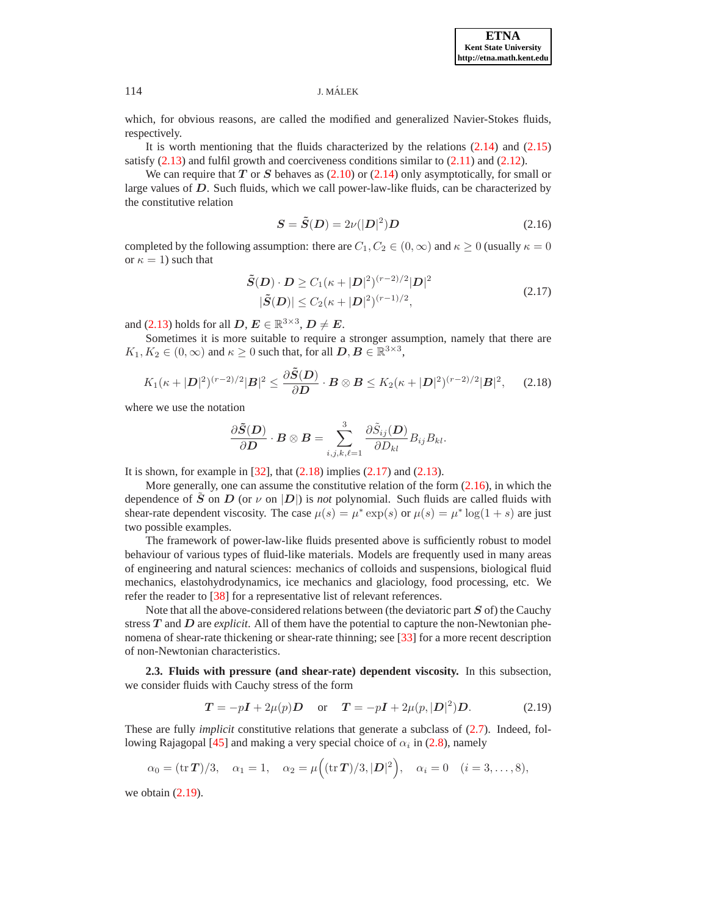which, for obvious reasons, are called the modified and generalized Navier-Stokes fluids, respectively.

It is worth mentioning that the fluids characterized by the relations (2.14) and (2.15) satisfy (2.13) and fulfil growth and coerciveness conditions similar to (2.11) and (2.12).

We can require that $\boldsymbol{T}$ or $\boldsymbol{S}$ behaves as (2.10) or (2.14) only asymptotically, for small or large values of $\boldsymbol{D}$. Such fluids, which we call power-law-like fluids, can be characterized by the constitutive relation

$$\boldsymbol{S} = \tilde{\boldsymbol{S}}(\boldsymbol{D}) = 2\nu(|\boldsymbol{D}|^2)\boldsymbol{D} \tag{2.16}$$

completed by the following assumption: there are $C_1, C_2 \in (0, \infty)$ and $\kappa \geq 0$ (usually $\kappa = 0$ or $\kappa = 1$) such that

$$\begin{aligned} \tilde{\boldsymbol{S}}(\boldsymbol{D}) \cdot \boldsymbol{D} &\geq C_1(\kappa + |\boldsymbol{D}|^2)^{(r-2)/2}|\boldsymbol{D}|^2 \\ |\tilde{\boldsymbol{S}}(\boldsymbol{D})| &\leq C_2(\kappa + |\boldsymbol{D}|^2)^{(r-1)/2}, \end{aligned} \tag{2.17}$$

and (2.13) holds for all $\boldsymbol{D}, \boldsymbol{E} \in \mathbb{R}^{3\times 3}$, $\boldsymbol{D} \neq \boldsymbol{E}$.

Sometimes it is more suitable to require a stronger assumption, namely that there are $K_1, K_2 \in (0, \infty)$ and $\kappa \geq 0$ such that, for all $\boldsymbol{D}, \boldsymbol{B} \in \mathbb{R}^{3\times 3}$,

$$K_1(\kappa + |\boldsymbol{D}|^2)^{(r-2)/2}|\boldsymbol{B}|^2 \leq \frac{\partial \tilde{\boldsymbol{S}}(\boldsymbol{D})}{\partial \boldsymbol{D}} \cdot \boldsymbol{B} \otimes \boldsymbol{B} \leq K_2(\kappa + |\boldsymbol{D}|^2)^{(r-2)/2}|\boldsymbol{B}|^2, \tag{2.18}$$

where we use the notation

$$\frac{\partial \tilde{\boldsymbol{S}}(\boldsymbol{D})}{\partial \boldsymbol{D}} \cdot \boldsymbol{B} \otimes \boldsymbol{B} = \sum_{i,j,k,\ell=1}^{3} \frac{\partial \tilde{S}_{ij}(\boldsymbol{D})}{\partial D_{kl}} B_{ij} B_{kl}.$$

It is shown, for example in [32], that (2.18) implies (2.17) and (2.13).

More generally, one can assume the constitutive relation of the form (2.16), in which the dependence of $\tilde{\boldsymbol{S}}$ on $\boldsymbol{D}$ (or $\nu$ on $|\boldsymbol{D}|$) is *not* polynomial. Such fluids are called fluids with shear-rate dependent viscosity. The case $\mu(s) = \mu^* \exp(s)$ or $\mu(s) = \mu^* \log(1 + s)$ are just two possible examples.

The framework of power-law-like fluids presented above is sufficiently robust to model behaviour of various types of fluid-like materials. Models are frequently used in many areas of engineering and natural sciences: mechanics of colloids and suspensions, biological fluid mechanics, elastohydrodynamics, ice mechanics and glaciology, food processing, etc. We refer the reader to [38] for a representative list of relevant references.

Note that all the above-considered relations between (the deviatoric part $\boldsymbol{S}$ of) the Cauchy stress $\boldsymbol{T}$ and $\boldsymbol{D}$ are *explicit*. All of them have the potential to capture the non-Newtonian phenomena of shear-rate thickening or shear-rate thinning; see [33] for a more recent description of non-Newtonian characteristics.

**2.3. Fluids with pressure (and shear-rate) dependent viscosity.** In this subsection, we consider fluids with Cauchy stress of the form

$$\boldsymbol{T} = -p\boldsymbol{I} + 2\mu(p)\boldsymbol{D} \quad \text{ or } \quad \boldsymbol{T} = -p\boldsymbol{I} + 2\mu(p, |\boldsymbol{D}|^2)\boldsymbol{D}. \tag{2.19}$$

These are fully *implicit* constitutive relations that generate a subclass of (2.7). Indeed, following Rajagopal [45] and making a very special choice of $\alpha_i$ in (2.8), namely

$$\alpha_0 = (\operatorname{tr} \boldsymbol{T})/3, \quad \alpha_1 = 1, \quad \alpha_2 = \mu\Big((\operatorname{tr} \boldsymbol{T})/3, |\boldsymbol{D}|^2\Big), \quad \alpha_i = 0 \quad (i = 3, \ldots, 8),$$

we obtain (2.19).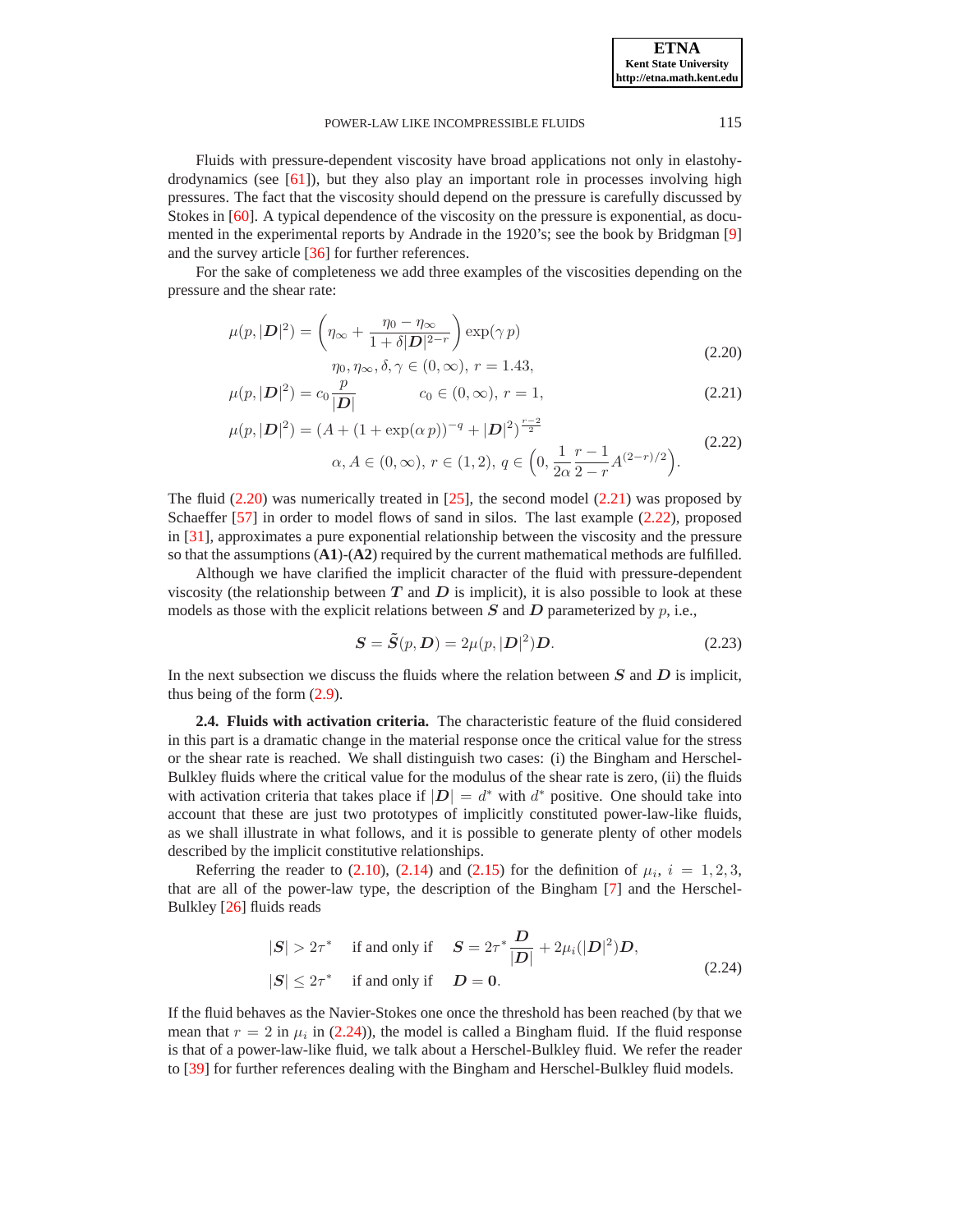Fluids with pressure-dependent viscosity have broad applications not only in elastohydrodynamics (see [61]), but they also play an important role in processes involving high pressures. The fact that the viscosity should depend on the pressure is carefully discussed by Stokes in [60]. A typical dependence of the viscosity on the pressure is exponential, as documented in the experimental reports by Andrade in the 1920's; see the book by Bridgman [9] and the survey article [36] for further references.

For the sake of completeness we add three examples of the viscosities depending on the pressure and the shear rate:

$$\mu(p, |\boldsymbol{D}|^2) = \left(\eta_\infty + \frac{\eta_0 - \eta_\infty}{1 + \delta|\boldsymbol{D}|^{2-r}}\right)\exp(\gamma\, p) \qquad \eta_0, \eta_\infty, \delta, \gamma \in (0, \infty),\ r = 1.43, \tag{2.20}$$

$$\mu(p, |\boldsymbol{D}|^2) = c_0 \frac{p}{|\boldsymbol{D}|} \qquad c_0 \in (0, \infty),\ r = 1, \tag{2.21}$$

$$\mu(p, |\boldsymbol{D}|^2) = (A + (1 + \exp(\alpha\, p))^{-q} + |\boldsymbol{D}|^2)^{\frac{r-2}{2}} \qquad \alpha, A \in (0, \infty),\ r \in (1, 2),\ q \in \left(0, \frac{1}{2\alpha}\frac{r-1}{2-r}A^{(2-r)/2}\right). \tag{2.22}$$

The fluid (2.20) was numerically treated in [25], the second model (2.21) was proposed by Schaeffer [57] in order to model flows of sand in silos. The last example (2.22), proposed in [31], approximates a pure exponential relationship between the viscosity and the pressure so that the assumptions (**A1**)-(**A2**) required by the current mathematical methods are fulfilled.

Although we have clarified the implicit character of the fluid with pressure-dependent viscosity (the relationship between $\boldsymbol{T}$ and $\boldsymbol{D}$ is implicit), it is also possible to look at these models as those with the explicit relations between $\boldsymbol{S}$ and $\boldsymbol{D}$ parameterized by $p$, i.e.,

$$\boldsymbol{S} = \tilde{\boldsymbol{S}}(p, \boldsymbol{D}) = 2\mu(p, |\boldsymbol{D}|^2)\boldsymbol{D}. \tag{2.23}$$

In the next subsection we discuss the fluids where the relation between $\boldsymbol{S}$ and $\boldsymbol{D}$ is implicit, thus being of the form (2.9).

**2.4. Fluids with activation criteria.** The characteristic feature of the fluid considered in this part is a dramatic change in the material response once the critical value for the stress or the shear rate is reached. We shall distinguish two cases: (i) the Bingham and Herschel-Bulkley fluids where the critical value for the modulus of the shear rate is zero, (ii) the fluids with activation criteria that takes place if $|\boldsymbol{D}| = d^*$ with $d^*$ positive. One should take into account that these are just two prototypes of implicitly constituted power-law-like fluids, as we shall illustrate in what follows, and it is possible to generate plenty of other models described by the implicit constitutive relationships.

Referring the reader to (2.10), (2.14) and (2.15) for the definition of $\mu_i$, $i = 1, 2, 3$, that are all of the power-law type, the description of the Bingham [7] and the Herschel-Bulkley [26] fluids reads

$$\begin{aligned} |\boldsymbol{S}| > 2\tau^* \quad &\text{if and only if} \quad \boldsymbol{S} = 2\tau^* \frac{\boldsymbol{D}}{|\boldsymbol{D}|} + 2\mu_i(|\boldsymbol{D}|^2)\boldsymbol{D}, \\ |\boldsymbol{S}| \leq 2\tau^* \quad &\text{if and only if} \quad \boldsymbol{D} = \boldsymbol{0}. \end{aligned} \tag{2.24}$$

If the fluid behaves as the Navier-Stokes one once the threshold has been reached (by that we mean that $r = 2$ in $\mu_i$ in (2.24)), the model is called a Bingham fluid. If the fluid response is that of a power-law-like fluid, we talk about a Herschel-Bulkley fluid. We refer the reader to [39] for further references dealing with the Bingham and Herschel-Bulkley fluid models.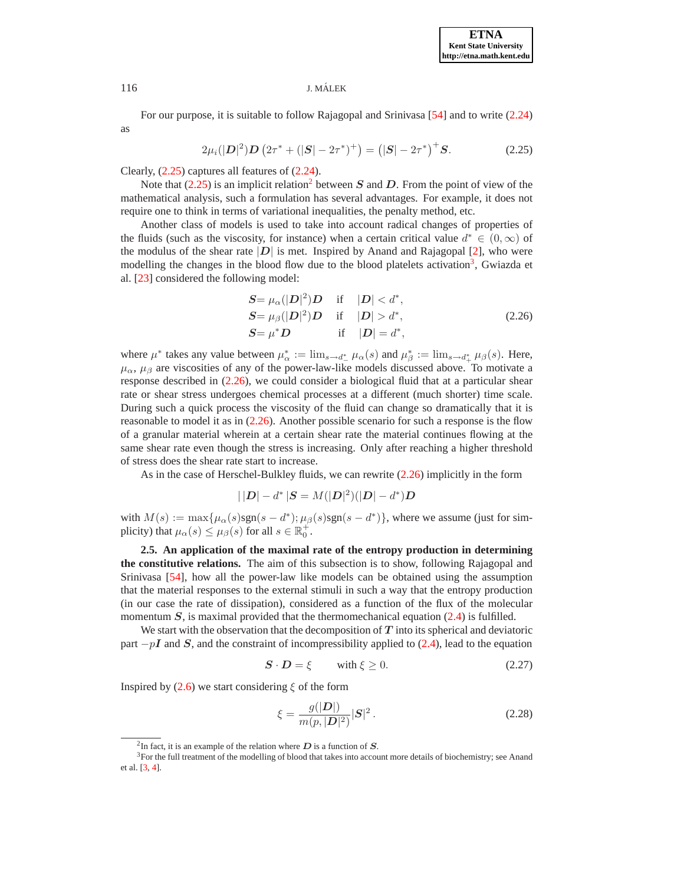For our purpose, it is suitable to follow Rajagopal and Srinivasa [54] and to write (2.24) as

$$2\mu_i(|\boldsymbol{D}|^2)\boldsymbol{D}\left(2\tau^* + (|\boldsymbol{S}| - 2\tau^*)^+\right) = \left(|\boldsymbol{S}| - 2\tau^*\right)^+\boldsymbol{S}. \tag{2.25}$$

Clearly, (2.25) captures all features of (2.24).

Note that (2.25) is an implicit relation[2] between $\boldsymbol{S}$ and $\boldsymbol{D}$. From the point of view of the mathematical analysis, such a formulation has several advantages. For example, it does not require one to think in terms of variational inequalities, the penalty method, etc.

Another class of models is used to take into account radical changes of properties of the fluids (such as the viscosity, for instance) when a certain critical value $d^* \in (0, \infty)$ of the modulus of the shear rate $|\boldsymbol{D}|$ is met. Inspired by Anand and Rajagopal [2], who were modelling the changes in the blood flow due to the blood platelets activation[3], Gwiazda et al. [23] considered the following model:

$$\begin{aligned}
\boldsymbol{S} &= \mu_\alpha(|\boldsymbol{D}|^2)\boldsymbol{D} \quad \text{if} \quad |\boldsymbol{D}| < d^*,\\
\boldsymbol{S} &= \mu_\beta(|\boldsymbol{D}|^2)\boldsymbol{D} \quad \text{if} \quad |\boldsymbol{D}| > d^*,\\
\boldsymbol{S} &= \mu^*\boldsymbol{D} \qquad\quad\;\; \text{if} \quad |\boldsymbol{D}| = d^*,
\end{aligned} \tag{2.26}$$

where $\mu^*$ takes any value between $\mu^*_\alpha := \lim_{s\to d^*_-}\mu_\alpha(s)$ and $\mu^*_\beta := \lim_{s\to d^*_+}\mu_\beta(s)$. Here, $\mu_\alpha$, $\mu_\beta$ are viscosities of any of the power-law-like models discussed above. To motivate a response described in (2.26), we could consider a biological fluid that at a particular shear rate or shear stress undergoes chemical processes at a different (much shorter) time scale. During such a quick process the viscosity of the fluid can change so dramatically that it is reasonable to model it as in (2.26). Another possible scenario for such a response is the flow of a granular material wherein at a certain shear rate the material continues flowing at the same shear rate even though the stress is increasing. Only after reaching a higher threshold of stress does the shear rate start to increase.

As in the case of Herschel-Bulkley fluids, we can rewrite (2.26) implicitly in the form

$$|\,|\boldsymbol{D}| - d^*|\boldsymbol{S} = M(|\boldsymbol{D}|^2)(|\boldsymbol{D}| - d^*)\boldsymbol{D}$$

with $M(s) := \max\{\mu_\alpha(s)\mathrm{sgn}(s - d^*); \mu_\beta(s)\mathrm{sgn}(s - d^*)\}$, where we assume (just for simplicity) that $\mu_\alpha(s) \le \mu_\beta(s)$ for all $s \in \mathbb{R}^+_0$.

**2.5. An application of the maximal rate of the entropy production in determining the constitutive relations.** The aim of this subsection is to show, following Rajagopal and Srinivasa [54], how all the power-law like models can be obtained using the assumption that the material responses to the external stimuli in such a way that the entropy production (in our case the rate of dissipation), considered as a function of the flux of the molecular momentum $\boldsymbol{S}$, is maximal provided that the thermomechanical equation (2.4) is fulfilled.

We start with the observation that the decomposition of $\boldsymbol{T}$ into its spherical and deviatoric part $-p\boldsymbol{I}$ and $\boldsymbol{S}$, and the constraint of incompressibility applied to (2.4), lead to the equation

$$\boldsymbol{S}\cdot\boldsymbol{D} = \xi \qquad \text{with } \xi \ge 0. \tag{2.27}$$

Inspired by (2.6) we start considering $\xi$ of the form

$$\xi = \frac{g(|\boldsymbol{D}|)}{m(p, |\boldsymbol{D}|^2)}|\boldsymbol{S}|^2\,. \tag{2.28}$$

---

[2] In fact, it is an example of the relation where $\boldsymbol{D}$ is a function of $\boldsymbol{S}$.

[3] For the full treatment of the modelling of blood that takes into account more details of biochemistry; see Anand et al. [3, 4].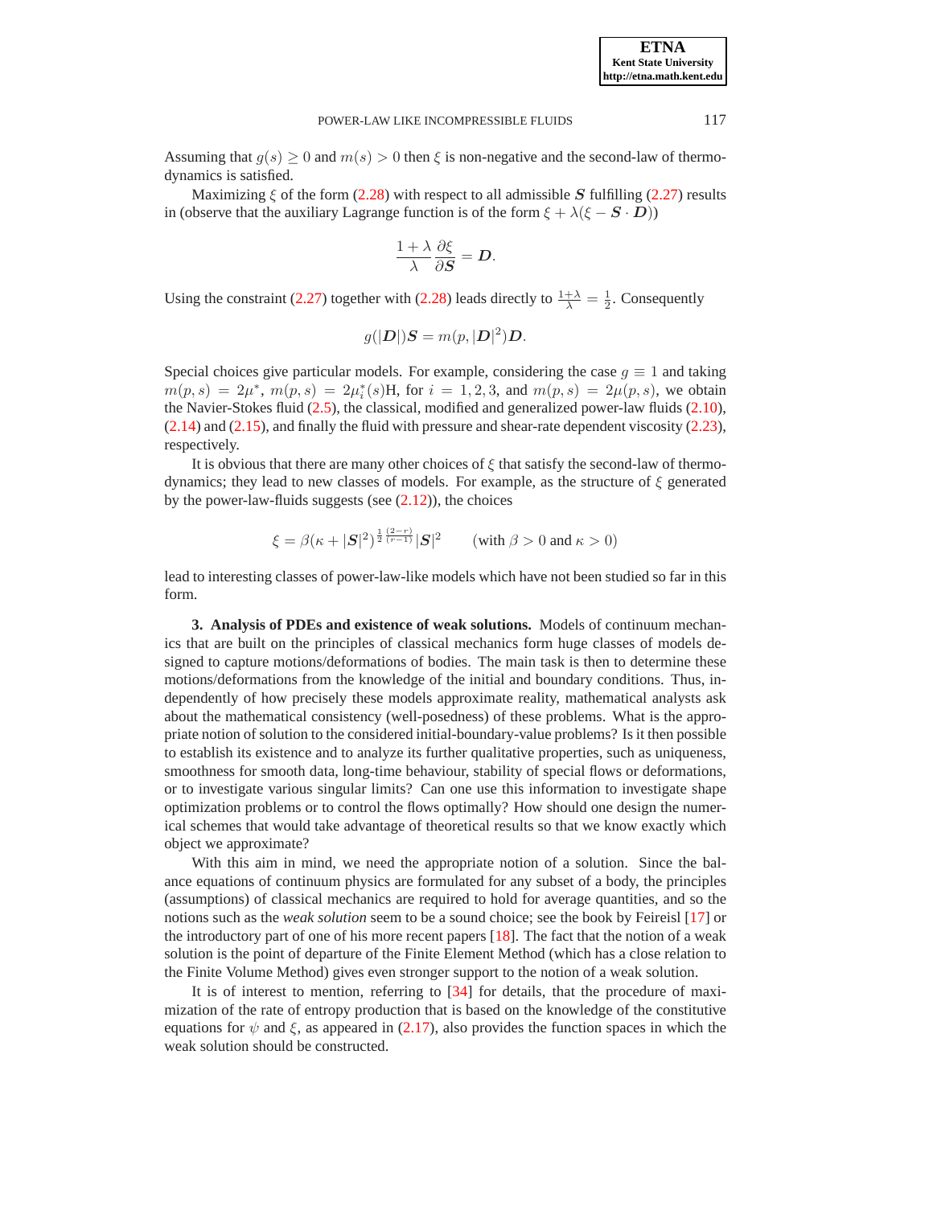Assuming that $g(s) \geq 0$ and $m(s) > 0$ then $\xi$ is non-negative and the second-law of thermodynamics is satisfied.

Maximizing $\xi$ of the form (2.28) with respect to all admissible $\boldsymbol{S}$ fulfilling (2.27) results in (observe that the auxiliary Lagrange function is of the form $\xi + \lambda(\xi - \boldsymbol{S} \cdot \boldsymbol{D})$)

$$\frac{1+\lambda}{\lambda} \frac{\partial \xi}{\partial \boldsymbol{S}} = \boldsymbol{D}.$$

Using the constraint (2.27) together with (2.28) leads directly to $\frac{1+\lambda}{\lambda} = \frac{1}{2}$. Consequently

$$g(|\boldsymbol{D}|)\boldsymbol{S} = m(p, |\boldsymbol{D}|^2)\boldsymbol{D}.$$

Special choices give particular models. For example, considering the case $g \equiv 1$ and taking $m(p,s) = 2\mu^*$, $m(p,s) = 2\mu_i^*(s)$H, for $i = 1,2,3$, and $m(p,s) = 2\mu(p,s)$, we obtain the Navier-Stokes fluid (2.5), the classical, modified and generalized power-law fluids (2.10), (2.14) and (2.15), and finally the fluid with pressure and shear-rate dependent viscosity (2.23), respectively.

It is obvious that there are many other choices of $\xi$ that satisfy the second-law of thermodynamics; they lead to new classes of models. For example, as the structure of $\xi$ generated by the power-law-fluids suggests (see (2.12)), the choices

$$\xi = \beta(\kappa + |\boldsymbol{S}|^2)^{\frac{1}{2}\frac{(2-r)}{(r-1)}}|\boldsymbol{S}|^2 \qquad \text{(with } \beta > 0 \text{ and } \kappa > 0\text{)}$$

lead to interesting classes of power-law-like models which have not been studied so far in this form.

## 3. Analysis of PDEs and existence of weak solutions.

Models of continuum mechanics that are built on the principles of classical mechanics form huge classes of models designed to capture motions/deformations of bodies. The main task is then to determine these motions/deformations from the knowledge of the initial and boundary conditions. Thus, independently of how precisely these models approximate reality, mathematical analysts ask about the mathematical consistency (well-posedness) of these problems. What is the appropriate notion of solution to the considered initial-boundary-value problems? Is it then possible to establish its existence and to analyze its further qualitative properties, such as uniqueness, smoothness for smooth data, long-time behaviour, stability of special flows or deformations, or to investigate various singular limits? Can one use this information to investigate shape optimization problems or to control the flows optimally? How should one design the numerical schemes that would take advantage of theoretical results so that we know exactly which object we approximate?

With this aim in mind, we need the appropriate notion of a solution. Since the balance equations of continuum physics are formulated for any subset of a body, the principles (assumptions) of classical mechanics are required to hold for average quantities, and so the notions such as the *weak solution* seem to be a sound choice; see the book by Feireisl [17] or the introductory part of one of his more recent papers [18]. The fact that the notion of a weak solution is the point of departure of the Finite Element Method (which has a close relation to the Finite Volume Method) gives even stronger support to the notion of a weak solution.

It is of interest to mention, referring to [34] for details, that the procedure of maximization of the rate of entropy production that is based on the knowledge of the constitutive equations for $\psi$ and $\xi$, as appeared in (2.17), also provides the function spaces in which the weak solution should be constructed.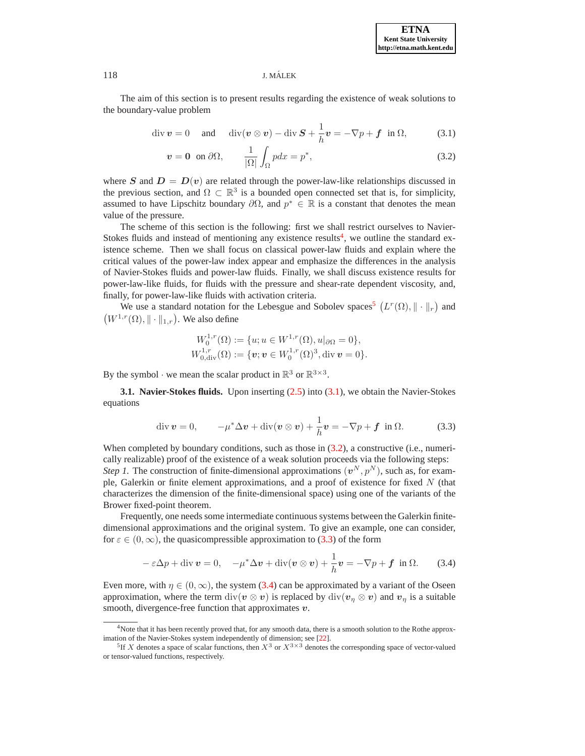The aim of this section is to present results regarding the existence of weak solutions to the boundary-value problem

$$\operatorname{div} \boldsymbol{v} = 0 \quad \text{and} \quad \operatorname{div}(\boldsymbol{v} \otimes \boldsymbol{v}) - \operatorname{div} \boldsymbol{S} + \frac{1}{h}\boldsymbol{v} = -\nabla p + \boldsymbol{f} \ \text{ in } \Omega, \tag{3.1}$$

$$\boldsymbol{v} = \boldsymbol{0} \ \text{ on } \partial\Omega, \qquad \frac{1}{|\Omega|}\int_\Omega p\,dx = p^*, \tag{3.2}$$

where $\boldsymbol{S}$ and $\boldsymbol{D} = \boldsymbol{D}(\boldsymbol{v})$ are related through the power-law-like relationships discussed in the previous section, and $\Omega \subset \mathbb{R}^3$ is a bounded open connected set that is, for simplicity, assumed to have Lipschitz boundary $\partial\Omega$, and $p^* \in \mathbb{R}$ is a constant that denotes the mean value of the pressure.

The scheme of this section is the following: first we shall restrict ourselves to Navier-Stokes fluids and instead of mentioning any existence results[4], we outline the standard existence scheme. Then we shall focus on classical power-law fluids and explain where the critical values of the power-law index appear and emphasize the differences in the analysis of Navier-Stokes fluids and power-law fluids. Finally, we shall discuss existence results for power-law-like fluids, for fluids with the pressure and shear-rate dependent viscosity, and, finally, for power-law-like fluids with activation criteria.

We use a standard notation for the Lebesgue and Sobolev spaces[5] $\big(L^r(\Omega), \|\cdot\|_r\big)$ and $\big(W^{1,r}(\Omega), \|\cdot\|_{1,r}\big)$. We also define

$$W_0^{1,r}(\Omega) := \{u; u \in W^{1,r}(\Omega), u|_{\partial\Omega} = 0\},$$
$$W_{0,\operatorname{div}}^{1,r}(\Omega) := \{\boldsymbol{v}; \boldsymbol{v} \in W_0^{1,r}(\Omega)^3, \operatorname{div} \boldsymbol{v} = 0\}.$$

By the symbol $\cdot$ we mean the scalar product in $\mathbb{R}^3$ or $\mathbb{R}^{3\times 3}$.

**3.1. Navier-Stokes fluids.** Upon inserting (2.5) into (3.1), we obtain the Navier-Stokes equations

$$\operatorname{div} \boldsymbol{v} = 0, \qquad -\mu^*\Delta\boldsymbol{v} + \operatorname{div}(\boldsymbol{v} \otimes \boldsymbol{v}) + \frac{1}{h}\boldsymbol{v} = -\nabla p + \boldsymbol{f} \ \text{ in } \Omega. \tag{3.3}$$

When completed by boundary conditions, such as those in (3.2), a constructive (i.e., numerically realizable) proof of the existence of a weak solution proceeds via the following steps:
*Step 1.* The construction of finite-dimensional approximations $(\boldsymbol{v}^N, p^N)$, such as, for example, Galerkin or finite element approximations, and a proof of existence for fixed $N$ (that characterizes the dimension of the finite-dimensional space) using one of the variants of the Brower fixed-point theorem.

Frequently, one needs some intermediate continuous systems between the Galerkin finite-dimensional approximations and the original system. To give an example, one can consider, for $\varepsilon \in (0, \infty)$, the quasicompressible approximation to (3.3) of the form

$$-\varepsilon\Delta p + \operatorname{div} \boldsymbol{v} = 0, \quad -\mu^*\Delta\boldsymbol{v} + \operatorname{div}(\boldsymbol{v} \otimes \boldsymbol{v}) + \frac{1}{h}\boldsymbol{v} = -\nabla p + \boldsymbol{f} \ \text{ in } \Omega. \tag{3.4}$$

Even more, with $\eta \in (0, \infty)$, the system (3.4) can be approximated by a variant of the Oseen approximation, where the term $\operatorname{div}(\boldsymbol{v} \otimes \boldsymbol{v})$ is replaced by $\operatorname{div}(\boldsymbol{v}_\eta \otimes \boldsymbol{v})$ and $\boldsymbol{v}_\eta$ is a suitable smooth, divergence-free function that approximates $\boldsymbol{v}$.

---

[4] Note that it has been recently proved that, for any smooth data, there is a smooth solution to the Rothe approximation of the Navier-Stokes system independently of dimension; see [22].

[5] If $X$ denotes a space of scalar functions, then $X^3$ or $X^{3\times 3}$ denotes the corresponding space of vector-valued or tensor-valued functions, respectively.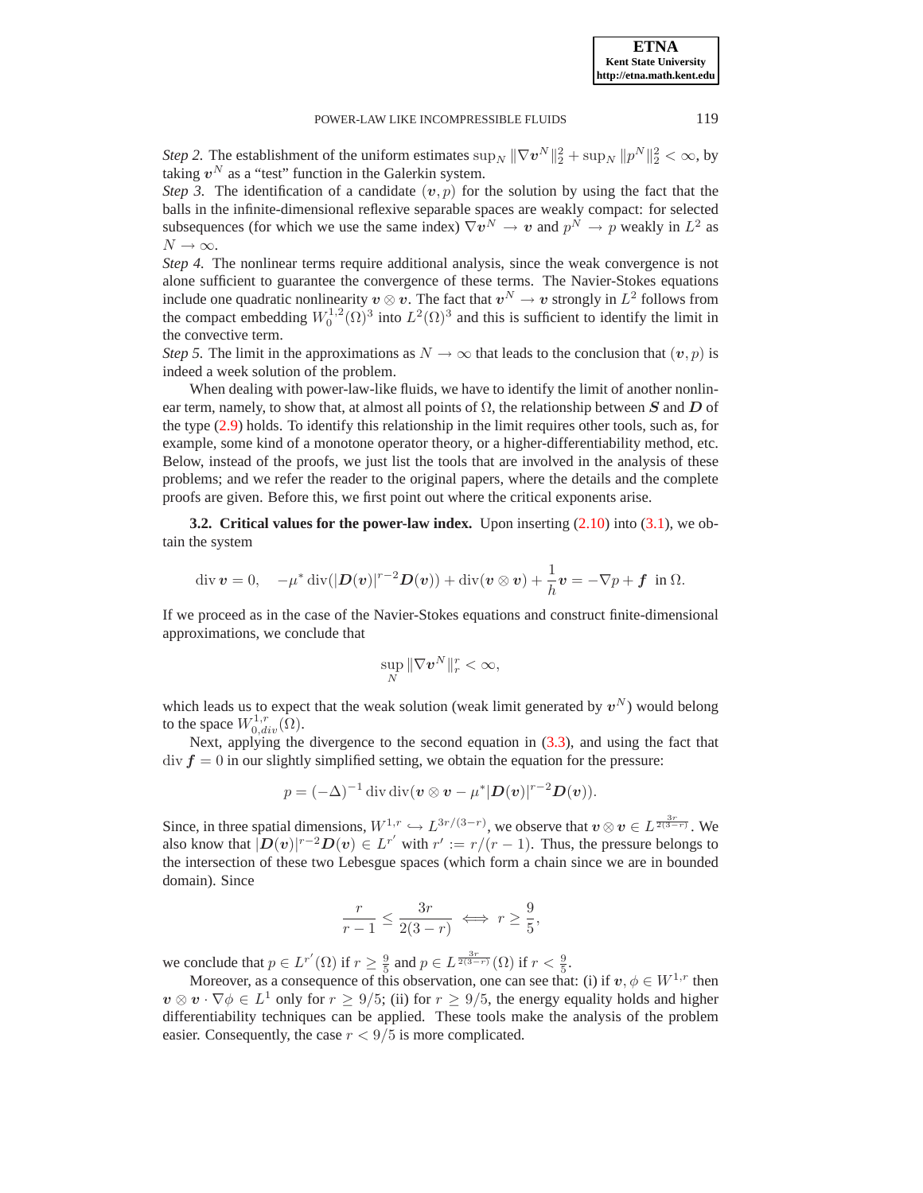*Step 2.* The establishment of the uniform estimates $\sup_N \|\nabla \boldsymbol{v}^N\|_2^2 + \sup_N \|p^N\|_2^2 < \infty$, by taking $\boldsymbol{v}^N$ as a "test" function in the Galerkin system.
*Step 3.* The identification of a candidate $(\boldsymbol{v}, p)$ for the solution by using the fact that the balls in the infinite-dimensional reflexive separable spaces are weakly compact: for selected subsequences (for which we use the same index) $\nabla \boldsymbol{v}^N \to \boldsymbol{v}$ and $p^N \to p$ weakly in $L^2$ as $N \to \infty$.
*Step 4.* The nonlinear terms require additional analysis, since the weak convergence is not alone sufficient to guarantee the convergence of these terms. The Navier-Stokes equations include one quadratic nonlinearity $\boldsymbol{v} \otimes \boldsymbol{v}$. The fact that $\boldsymbol{v}^N \to \boldsymbol{v}$ strongly in $L^2$ follows from the compact embedding $W_0^{1,2}(\Omega)^3$ into $L^2(\Omega)^3$ and this is sufficient to identify the limit in the convective term.
*Step 5.* The limit in the approximations as $N \to \infty$ that leads to the conclusion that $(\boldsymbol{v}, p)$ is indeed a week solution of the problem.

When dealing with power-law-like fluids, we have to identify the limit of another nonlinear term, namely, to show that, at almost all points of $\Omega$, the relationship between $\boldsymbol{S}$ and $\boldsymbol{D}$ of the type (2.9) holds. To identify this relationship in the limit requires other tools, such as, for example, some kind of a monotone operator theory, or a higher-differentiability method, etc. Below, instead of the proofs, we just list the tools that are involved in the analysis of these problems; and we refer the reader to the original papers, where the details and the complete proofs are given. Before this, we first point out where the critical exponents arise.

**3.2. Critical values for the power-law index.** Upon inserting (2.10) into (3.1), we obtain the system

$$\operatorname{div} \boldsymbol{v} = 0, \quad -\mu^* \operatorname{div}(|\boldsymbol{D}(\boldsymbol{v})|^{r-2}\boldsymbol{D}(\boldsymbol{v})) + \operatorname{div}(\boldsymbol{v} \otimes \boldsymbol{v}) + \frac{1}{h}\boldsymbol{v} = -\nabla p + \boldsymbol{f} \ \text{ in } \Omega.$$

If we proceed as in the case of the Navier-Stokes equations and construct finite-dimensional approximations, we conclude that

$$\sup_N \|\nabla \boldsymbol{v}^N\|_r^r < \infty,$$

which leads us to expect that the weak solution (weak limit generated by $\boldsymbol{v}^N$) would belong to the space $W^{1,r}_{0,div}(\Omega)$.

Next, applying the divergence to the second equation in (3.3), and using the fact that $\operatorname{div} \boldsymbol{f} = 0$ in our slightly simplified setting, we obtain the equation for the pressure:

$$p = (-\Delta)^{-1} \operatorname{div}\operatorname{div}(\boldsymbol{v} \otimes \boldsymbol{v} - \mu^* |\boldsymbol{D}(\boldsymbol{v})|^{r-2}\boldsymbol{D}(\boldsymbol{v})).$$

Since, in three spatial dimensions, $W^{1,r} \hookrightarrow L^{3r/(3-r)}$, we observe that $\boldsymbol{v} \otimes \boldsymbol{v} \in L^{\frac{3r}{2(3-r)}}$. We also know that $|\boldsymbol{D}(\boldsymbol{v})|^{r-2}\boldsymbol{D}(\boldsymbol{v}) \in L^{r'}$ with $r' := r/(r-1)$. Thus, the pressure belongs to the intersection of these two Lebesgue spaces (which form a chain since we are in bounded domain). Since

$$\frac{r}{r-1} \le \frac{3r}{2(3-r)} \iff r \ge \frac{9}{5},$$

we conclude that $p \in L^{r'}(\Omega)$ if $r \ge \frac{9}{5}$ and $p \in L^{\frac{3r}{2(3-r)}}(\Omega)$ if $r < \frac{9}{5}$.

Moreover, as a consequence of this observation, one can see that: (i) if $\boldsymbol{v}, \phi \in W^{1,r}$ then $\boldsymbol{v} \otimes \boldsymbol{v} \cdot \nabla \phi \in L^1$ only for $r \ge 9/5$; (ii) for $r \ge 9/5$, the energy equality holds and higher differentiability techniques can be applied. These tools make the analysis of the problem easier. Consequently, the case $r < 9/5$ is more complicated.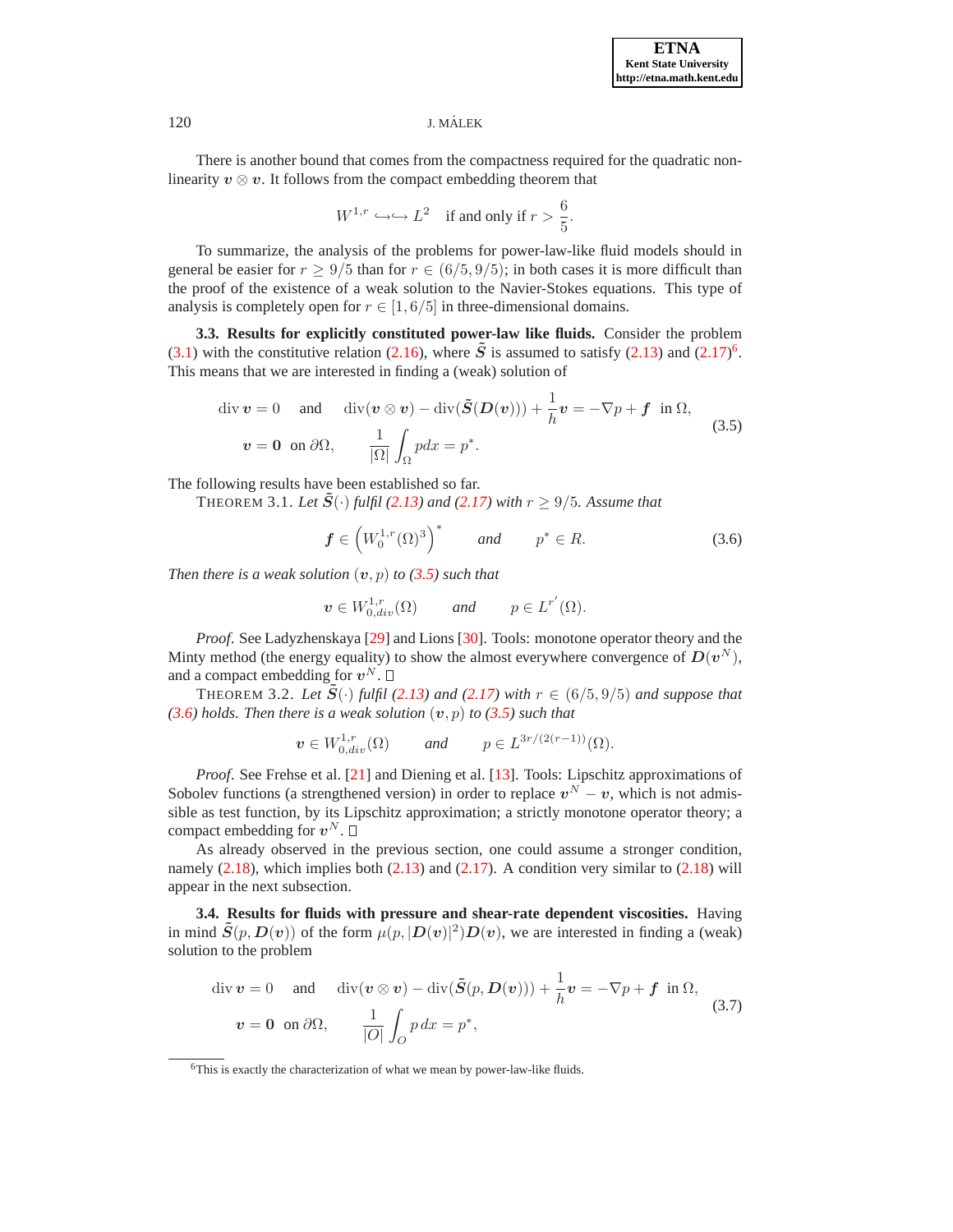There is another bound that comes from the compactness required for the quadratic nonlinearity $\boldsymbol{v} \otimes \boldsymbol{v}$. It follows from the compact embedding theorem that

$$W^{1,r} \hookrightarrow\hookrightarrow L^2 \quad \text{if and only if } r > \frac{6}{5}.$$

To summarize, the analysis of the problems for power-law-like fluid models should in general be easier for $r \geq 9/5$ than for $r \in (6/5, 9/5)$; in both cases it is more difficult than the proof of the existence of a weak solution to the Navier-Stokes equations. This type of analysis is completely open for $r \in [1, 6/5]$ in three-dimensional domains.

**3.3. Results for explicitly constituted power-law like fluids.** Consider the problem (3.1) with the constitutive relation (2.16), where $\tilde{\boldsymbol{S}}$ is assumed to satisfy (2.13) and (2.17)[6]. This means that we are interested in finding a (weak) solution of

$$\begin{aligned} &\operatorname{div} \boldsymbol{v} = 0 \quad \text{ and } \quad \operatorname{div}(\boldsymbol{v} \otimes \boldsymbol{v}) - \operatorname{div}(\tilde{\boldsymbol{S}}(\boldsymbol{D}(\boldsymbol{v}))) + \frac{1}{h}\boldsymbol{v} = -\nabla p + \boldsymbol{f} \; \text{ in } \Omega, \\ &\boldsymbol{v} = \boldsymbol{0} \; \text{ on } \partial\Omega, \qquad \frac{1}{|\Omega|}\int_\Omega p dx = p^*. \end{aligned} \tag{3.5}$$

The following results have been established so far.

THEOREM 3.1. *Let $\tilde{\boldsymbol{S}}(\cdot)$ fulfil (2.13) and (2.17) with $r \geq 9/5$. Assume that*

$$\boldsymbol{f} \in \left(W_0^{1,r}(\Omega)^3\right)^* \qquad \text{and} \qquad p^* \in R. \tag{3.6}$$

*Then there is a weak solution $(\boldsymbol{v}, p)$ to (3.5) such that*

$$\boldsymbol{v} \in W^{1,r}_{0,div}(\Omega) \qquad \text{and} \qquad p \in L^{r'}(\Omega).$$

*Proof.* See Ladyzhenskaya [29] and Lions [30]. Tools: monotone operator theory and the Minty method (the energy equality) to show the almost everywhere convergence of $\boldsymbol{D}(\boldsymbol{v}^N)$, and a compact embedding for $\boldsymbol{v}^N$. □

THEOREM 3.2. *Let $\tilde{\boldsymbol{S}}(\cdot)$ fulfil (2.13) and (2.17) with $r \in (6/5, 9/5)$ and suppose that (3.6) holds. Then there is a weak solution $(\boldsymbol{v}, p)$ to (3.5) such that*

$$\boldsymbol{v} \in W^{1,r}_{0,div}(\Omega) \qquad \text{and} \qquad p \in L^{3r/(2(r-1))}(\Omega).$$

*Proof.* See Frehse et al. [21] and Diening et al. [13]. Tools: Lipschitz approximations of Sobolev functions (a strengthened version) in order to replace $\boldsymbol{v}^N - \boldsymbol{v}$, which is not admissible as test function, by its Lipschitz approximation; a strictly monotone operator theory; a compact embedding for $\boldsymbol{v}^N$. □

As already observed in the previous section, one could assume a stronger condition, namely (2.18), which implies both (2.13) and (2.17). A condition very similar to (2.18) will appear in the next subsection.

**3.4. Results for fluids with pressure and shear-rate dependent viscosities.** Having in mind $\tilde{\boldsymbol{S}}(p, \boldsymbol{D}(\boldsymbol{v}))$ of the form $\mu(p, |\boldsymbol{D}(\boldsymbol{v})|^2)\boldsymbol{D}(\boldsymbol{v})$, we are interested in finding a (weak) solution to the problem

$$\begin{aligned} &\operatorname{div} \boldsymbol{v} = 0 \quad \text{ and } \quad \operatorname{div}(\boldsymbol{v} \otimes \boldsymbol{v}) - \operatorname{div}(\tilde{\boldsymbol{S}}(p, \boldsymbol{D}(\boldsymbol{v}))) + \frac{1}{h}\boldsymbol{v} = -\nabla p + \boldsymbol{f} \; \text{ in } \Omega, \\ &\boldsymbol{v} = \boldsymbol{0} \; \text{ on } \partial\Omega, \qquad \frac{1}{|O|}\int_O p \, dx = p^*, \end{aligned} \tag{3.7}$$

[6] This is exactly the characterization of what we mean by power-law-like fluids.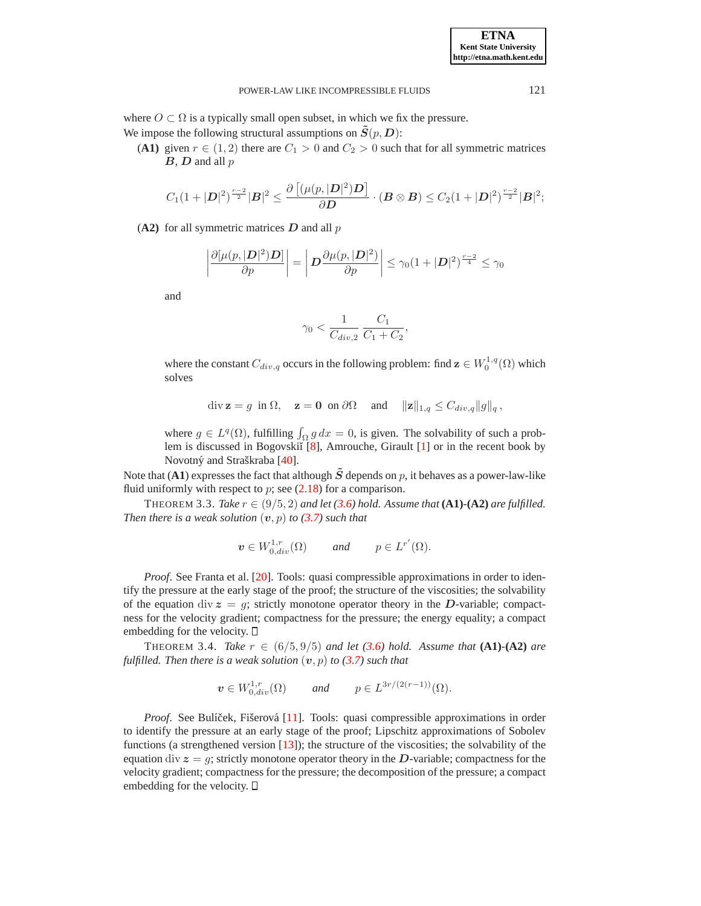where $O \subset \Omega$ is a typically small open subset, in which we fix the pressure.

We impose the following structural assumptions on $\tilde{\boldsymbol{S}}(p, \boldsymbol{D})$:

**(A1)** given $r \in (1, 2)$ there are $C_1 > 0$ and $C_2 > 0$ such that for all symmetric matrices $\boldsymbol{B}$, $\boldsymbol{D}$ and all $p$

$$C_1(1 + |\boldsymbol{D}|^2)^{\frac{r-2}{2}} |\boldsymbol{B}|^2 \leq \frac{\partial \left[(\mu(p, |\boldsymbol{D}|^2)\boldsymbol{D}\right]}{\partial \boldsymbol{D}} \cdot (\boldsymbol{B} \otimes \boldsymbol{B}) \leq C_2(1 + |\boldsymbol{D}|^2)^{\frac{r-2}{2}} |\boldsymbol{B}|^2;$$

**(A2)** for all symmetric matrices $\boldsymbol{D}$ and all $p$

$$\left| \frac{\partial [\mu(p, |\boldsymbol{D}|^2)\boldsymbol{D}]}{\partial p} \right| = \left| \boldsymbol{D} \frac{\partial \mu(p, |\boldsymbol{D}|^2)}{\partial p} \right| \leq \gamma_0 (1 + |\boldsymbol{D}|^2)^{\frac{r-2}{4}} \leq \gamma_0$$

and

$$\gamma_0 < \frac{1}{C_{div,2}} \frac{C_1}{C_1 + C_2},$$

where the constant $C_{div,q}$ occurs in the following problem: find $\mathbf{z} \in W_0^{1,q}(\Omega)$ which solves

$$\operatorname{div} \mathbf{z} = g \ \text{ in } \Omega, \quad \mathbf{z} = \mathbf{0} \ \text{ on } \partial\Omega \quad \text{ and } \quad \|\mathbf{z}\|_{1,q} \leq C_{div,q} \|g\|_q \,,$$

where $g \in L^q(\Omega)$, fulfilling $\int_\Omega g \, dx = 0$, is given. The solvability of such a problem is discussed in Bogovskiĭ [8], Amrouche, Girault [1] or in the recent book by Novotný and Straškraba [40].

Note that (**A1**) expresses the fact that although $\tilde{\boldsymbol{S}}$ depends on $p$, it behaves as a power-law-like fluid uniformly with respect to $p$; see (2.18) for a comparison.

THEOREM 3.3. *Take $r \in (9/5, 2)$ and let (3.6) hold. Assume that* **(A1)-(A2)** *are fulfilled. Then there is a weak solution $(\boldsymbol{v}, p)$ to (3.7) such that*

$$\boldsymbol{v} \in W^{1,r}_{0,div}(\Omega) \qquad \text{and} \qquad p \in L^{r'}(\Omega).$$

*Proof*. See Franta et al. [20]. Tools: quasi compressible approximations in order to identify the pressure at the early stage of the proof; the structure of the viscosities; the solvability of the equation $\operatorname{div} \boldsymbol{z} = g$; strictly monotone operator theory in the $\boldsymbol{D}$-variable; compactness for the velocity gradient; compactness for the pressure; the energy equality; a compact embedding for the velocity. □

THEOREM 3.4. *Take $r \in (6/5, 9/5)$ and let (3.6) hold. Assume that* **(A1)-(A2)** *are fulfilled. Then there is a weak solution $(\boldsymbol{v}, p)$ to (3.7) such that*

$$\boldsymbol{v} \in W^{1,r}_{0,div}(\Omega) \qquad \text{and} \qquad p \in L^{3r/(2(r-1))}(\Omega).$$

*Proof*. See Bulíček, Fišerová [11]. Tools: quasi compressible approximations in order to identify the pressure at an early stage of the proof; Lipschitz approximations of Sobolev functions (a strengthened version [13]); the structure of the viscosities; the solvability of the equation $\operatorname{div} \boldsymbol{z} = g$; strictly monotone operator theory in the $\boldsymbol{D}$-variable; compactness for the velocity gradient; compactness for the pressure; the decomposition of the pressure; a compact embedding for the velocity. □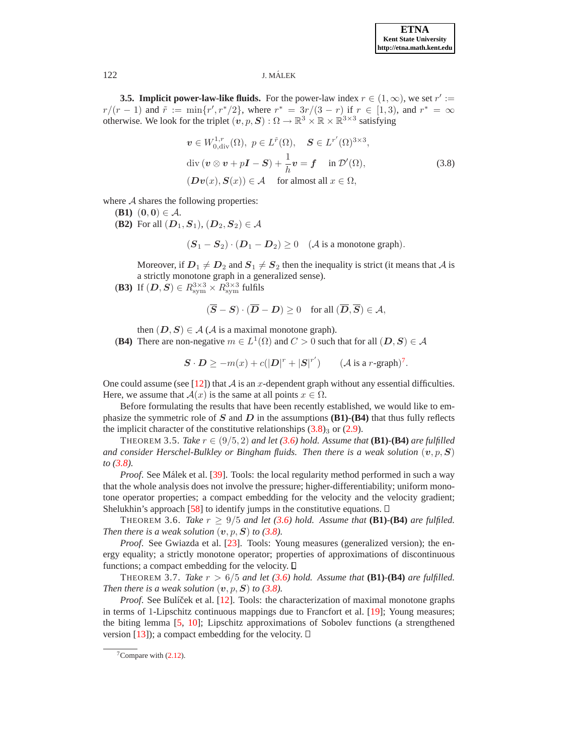**3.5. Implicit power-law-like fluids.** For the power-law index $r \in (1, \infty)$, we set $r' := r/(r-1)$ and $\tilde{r} := \min\{r', r^*/2\}$, where $r^* = 3r/(3-r)$ if $r \in [1,3)$, and $r^* = \infty$ otherwise. We look for the triplet $(\boldsymbol{v}, p, \boldsymbol{S}) : \Omega \to \mathbb{R}^3 \times \mathbb{R} \times \mathbb{R}^{3\times 3}$ satisfying

$$
\begin{aligned}
&\boldsymbol{v} \in W^{1,r}_{0,\mathrm{div}}(\Omega), \ p \in L^{\tilde{r}}(\Omega), \quad \boldsymbol{S} \in L^{r'}(\Omega)^{3\times 3},\\
&\mathrm{div}\,(\boldsymbol{v} \otimes \boldsymbol{v} + p\boldsymbol{I} - \boldsymbol{S}) + \frac{1}{h}\boldsymbol{v} = \boldsymbol{f} \quad \text{ in } \mathcal{D}'(\Omega),\\
&(\boldsymbol{D}\boldsymbol{v}(x), \boldsymbol{S}(x)) \in \mathcal{A} \quad \text{ for almost all } x \in \Omega,
\end{aligned}
\tag{3.8}
$$

where $\mathcal{A}$ shares the following properties:

**(B1)** $(\boldsymbol{0}, \boldsymbol{0}) \in \mathcal{A}$.

**(B2)** For all $(\boldsymbol{D}_1, \boldsymbol{S}_1), (\boldsymbol{D}_2, \boldsymbol{S}_2) \in \mathcal{A}$

$$
(\boldsymbol{S}_1 - \boldsymbol{S}_2) \cdot (\boldsymbol{D}_1 - \boldsymbol{D}_2) \geq 0 \quad (\mathcal{A} \text{ is a monotone graph}).
$$

Moreover, if $\boldsymbol{D}_1 \neq \boldsymbol{D}_2$ and $\boldsymbol{S}_1 \neq \boldsymbol{S}_2$ then the inequality is strict (it means that $\mathcal{A}$ is a strictly monotone graph in a generalized sense).

**(B3)** If $(\boldsymbol{D}, \boldsymbol{S}) \in R^{3\times 3}_{\mathrm{sym}} \times R^{3\times 3}_{\mathrm{sym}}$ fulfils

$$
(\overline{\boldsymbol{S}} - \boldsymbol{S}) \cdot (\overline{\boldsymbol{D}} - \boldsymbol{D}) \geq 0 \quad \text{for all } (\overline{\boldsymbol{D}}, \overline{\boldsymbol{S}}) \in \mathcal{A},
$$

then $(\boldsymbol{D}, \boldsymbol{S}) \in \mathcal{A}$ ($\mathcal{A}$ is a maximal monotone graph).

**(B4)** There are non-negative $m \in L^1(\Omega)$ and $C > 0$ such that for all $(\boldsymbol{D}, \boldsymbol{S}) \in \mathcal{A}$

$$
\boldsymbol{S} \cdot \boldsymbol{D} \geq -m(x) + c(|\boldsymbol{D}|^r + |\boldsymbol{S}|^{r'}) \qquad (\mathcal{A} \text{ is a } r\text{-graph})^7.
$$

One could assume (see [12]) that $\mathcal{A}$ is an $x$-dependent graph without any essential difficulties. Here, we assume that $\mathcal{A}(x)$ is the same at all points $x \in \Omega$.

Before formulating the results that have been recently established, we would like to emphasize the symmetric role of $\boldsymbol{S}$ and $\boldsymbol{D}$ in the assumptions **(B1)-(B4)** that thus fully reflects the implicit character of the constitutive relationships $(3.8)_3$ or (2.9).

THEOREM 3.5. *Take $r \in (9/5, 2)$ and let (3.6) hold. Assume that* **(B1)-(B4)** *are fulfilled and consider Herschel-Bulkley or Bingham fluids. Then there is a weak solution $(\boldsymbol{v}, p, \boldsymbol{S})$ to (3.8).*

*Proof.* See Málek et al. [39]. Tools: the local regularity method performed in such a way that the whole analysis does not involve the pressure; higher-differentiability; uniform monotone operator properties; a compact embedding for the velocity and the velocity gradient; Shelukhin's approach [58] to identify jumps in the constitutive equations. □

THEOREM 3.6. *Take $r \geq 9/5$ and let (3.6) hold. Assume that* **(B1)-(B4)** *are fulfiled. Then there is a weak solution $(\boldsymbol{v}, p, \boldsymbol{S})$ to (3.8).*

*Proof.* See Gwiazda et al. [23]. Tools: Young measures (generalized version); the energy equality; a strictly monotone operator; properties of approximations of discontinuous functions; a compact embedding for the velocity. □

THEOREM 3.7. *Take $r > 6/5$ and let (3.6) hold. Assume that* **(B1)-(B4)** *are fulfilled. Then there is a weak solution $(\boldsymbol{v}, p, \boldsymbol{S})$ to (3.8).*

*Proof.* See Bulíček et al. [12]. Tools: the characterization of maximal monotone graphs in terms of 1-Lipschitz continuous mappings due to Francfort et al. [19]; Young measures; the biting lemma [5, 10]; Lipschitz approximations of Sobolev functions (a strengthened version [13]); a compact embedding for the velocity. □

---

[7] Compare with (2.12).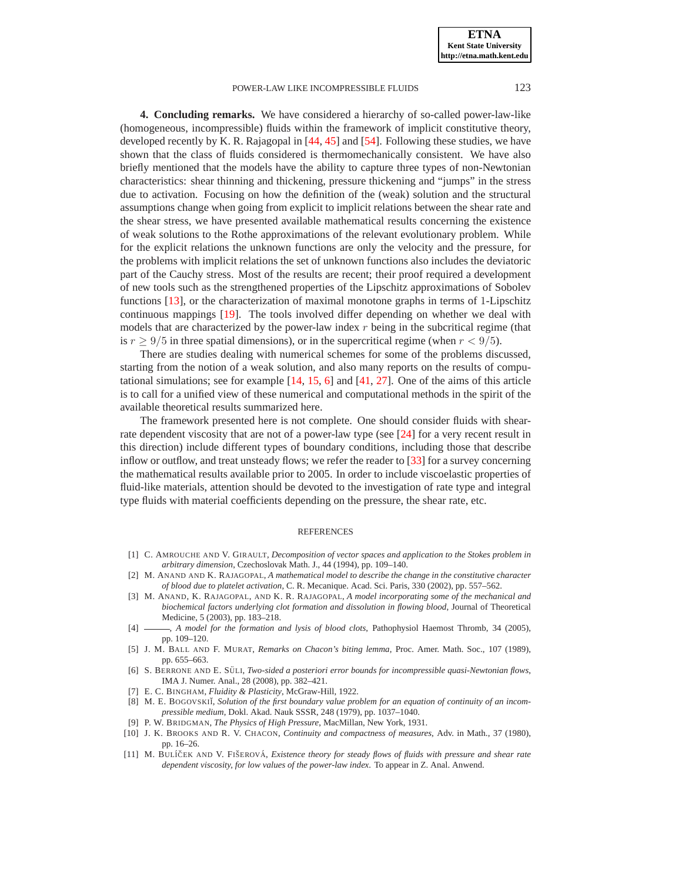**4. Concluding remarks.** We have considered a hierarchy of so-called power-law-like (homogeneous, incompressible) fluids within the framework of implicit constitutive theory, developed recently by K. R. Rajagopal in [44, 45] and [54]. Following these studies, we have shown that the class of fluids considered is thermomechanically consistent. We have also briefly mentioned that the models have the ability to capture three types of non-Newtonian characteristics: shear thinning and thickening, pressure thickening and "jumps" in the stress due to activation. Focusing on how the definition of the (weak) solution and the structural assumptions change when going from explicit to implicit relations between the shear rate and the shear stress, we have presented available mathematical results concerning the existence of weak solutions to the Rothe approximations of the relevant evolutionary problem. While for the explicit relations the unknown functions are only the velocity and the pressure, for the problems with implicit relations the set of unknown functions also includes the deviatoric part of the Cauchy stress. Most of the results are recent; their proof required a development of new tools such as the strengthened properties of the Lipschitz approximations of Sobolev functions [13], or the characterization of maximal monotone graphs in terms of 1-Lipschitz continuous mappings [19]. The tools involved differ depending on whether we deal with models that are characterized by the power-law index $r$ being in the subcritical regime (that is $r \geq 9/5$ in three spatial dimensions), or in the supercritical regime (when $r < 9/5$).

There are studies dealing with numerical schemes for some of the problems discussed, starting from the notion of a weak solution, and also many reports on the results of computational simulations; see for example [14, 15, 6] and [41, 27]. One of the aims of this article is to call for a unified view of these numerical and computational methods in the spirit of the available theoretical results summarized here.

The framework presented here is not complete. One should consider fluids with shear-rate dependent viscosity that are not of a power-law type (see [24] for a very recent result in this direction) include different types of boundary conditions, including those that describe inflow or outflow, and treat unsteady flows; we refer the reader to [33] for a survey concerning the mathematical results available prior to 2005. In order to include viscoelastic properties of fluid-like materials, attention should be devoted to the investigation of rate type and integral type fluids with material coefficients depending on the pressure, the shear rate, etc.

## REFERENCES

[1] C. Amrouche and V. Girault, *Decomposition of vector spaces and application to the Stokes problem in arbitrary dimension*, Czechoslovak Math. J., 44 (1994), pp. 109–140.

[2] M. Anand and K. Rajagopal, *A mathematical model to describe the change in the constitutive character of blood due to platelet activation*, C. R. Mecanique. Acad. Sci. Paris, 330 (2002), pp. 557–562.

[3] M. Anand, K. Rajagopal, and K. R. Rajagopal, *A model incorporating some of the mechanical and biochemical factors underlying clot formation and dissolution in flowing blood*, Journal of Theoretical Medicine, 5 (2003), pp. 183–218.

[4] ———, *A model for the formation and lysis of blood clots*, Pathophysiol Haemost Thromb, 34 (2005), pp. 109–120.

[5] J. M. Ball and F. Murat, *Remarks on Chacon's biting lemma*, Proc. Amer. Math. Soc., 107 (1989), pp. 655–663.

[6] S. Berrone and E. Süli, *Two-sided a posteriori error bounds for incompressible quasi-Newtonian flows*, IMA J. Numer. Anal., 28 (2008), pp. 382–421.

[7] E. C. Bingham, *Fluidity & Plasticity*, McGraw-Hill, 1922.

[8] M. E. Bogovskiĭ, *Solution of the first boundary value problem for an equation of continuity of an incompressible medium*, Dokl. Akad. Nauk SSSR, 248 (1979), pp. 1037–1040.

[9] P. W. Bridgman, *The Physics of High Pressure*, MacMillan, New York, 1931.

[10] J. K. Brooks and R. V. Chacon, *Continuity and compactness of measures*, Adv. in Math., 37 (1980), pp. 16–26.

[11] M. Bulíček and V. Fišerová, *Existence theory for steady flows of fluids with pressure and shear rate dependent viscosity, for low values of the power-law index.* To appear in Z. Anal. Anwend.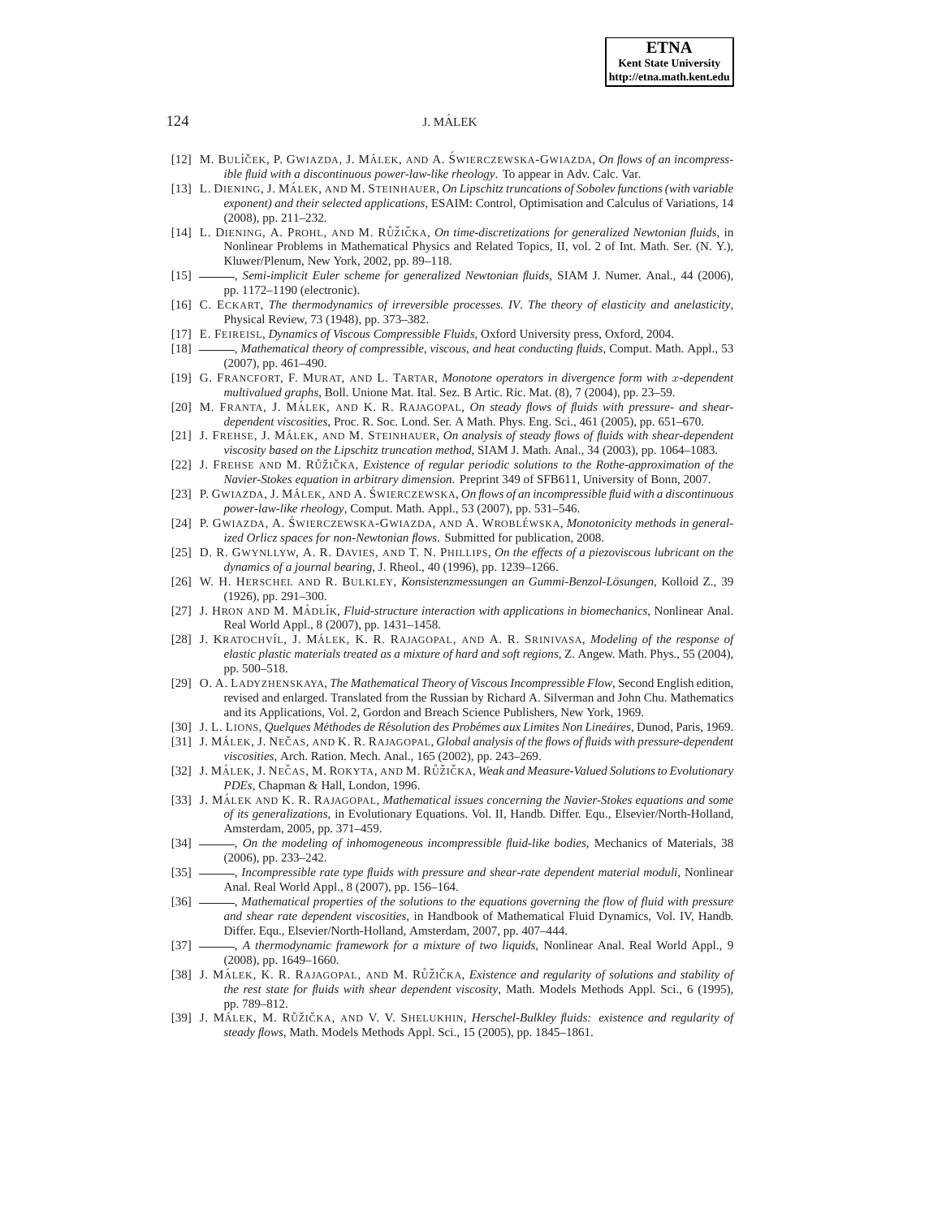[12] M. BULÍČEK, P. GWIAZDA, J. MÁLEK, AND A. ŚWIERCZEWSKA-GWIAZDA, *On flows of an incompressible fluid with a discontinuous power-law-like rheology*. To appear in Adv. Calc. Var.

[13] L. DIENING, J. MÁLEK, AND M. STEINHAUER, *On Lipschitz truncations of Sobolev functions (with variable exponent) and their selected applications*, ESAIM: Control, Optimisation and Calculus of Variations, 14 (2008), pp. 211–232.

[14] L. DIENING, A. PROHL, AND M. RŮŽIČKA, *On time-discretizations for generalized Newtonian fluids*, in Nonlinear Problems in Mathematical Physics and Related Topics, II, vol. 2 of Int. Math. Ser. (N. Y.), Kluwer/Plenum, New York, 2002, pp. 89–118.

[15] ———, *Semi-implicit Euler scheme for generalized Newtonian fluids*, SIAM J. Numer. Anal., 44 (2006), pp. 1172–1190 (electronic).

[16] C. ECKART, *The thermodynamics of irreversible processes. IV. The theory of elasticity and anelasticity*, Physical Review, 73 (1948), pp. 373–382.

[17] E. FEIREISL, *Dynamics of Viscous Compressible Fluids*, Oxford University press, Oxford, 2004.

[18] ———, *Mathematical theory of compressible, viscous, and heat conducting fluids*, Comput. Math. Appl., 53 (2007), pp. 461–490.

[19] G. FRANCFORT, F. MURAT, AND L. TARTAR, *Monotone operators in divergence form with $x$-dependent multivalued graphs*, Boll. Unione Mat. Ital. Sez. B Artic. Ric. Mat. (8), 7 (2004), pp. 23–59.

[20] M. FRANTA, J. MÁLEK, AND K. R. RAJAGOPAL, *On steady flows of fluids with pressure- and shear-dependent viscosities*, Proc. R. Soc. Lond. Ser. A Math. Phys. Eng. Sci., 461 (2005), pp. 651–670.

[21] J. FREHSE, J. MÁLEK, AND M. STEINHAUER, *On analysis of steady flows of fluids with shear-dependent viscosity based on the Lipschitz truncation method*, SIAM J. Math. Anal., 34 (2003), pp. 1064–1083.

[22] J. FREHSE AND M. RŮŽIČKA, *Existence of regular periodic solutions to the Rothe-approximation of the Navier-Stokes equation in arbitrary dimension*. Preprint 349 of SFB611, University of Bonn, 2007.

[23] P. GWIAZDA, J. MÁLEK, AND A. ŚWIERCZEWSKA, *On flows of an incompressible fluid with a discontinuous power-law-like rheology*, Comput. Math. Appl., 53 (2007), pp. 531–546.

[24] P. GWIAZDA, A. ŚWIERCZEWSKA-GWIAZDA, AND A. WROBLÉWSKA, *Monotonicity methods in generalized Orlicz spaces for non-Newtonian flows*. Submitted for publication, 2008.

[25] D. R. GWYNLLYW, A. R. DAVIES, AND T. N. PHILLIPS, *On the effects of a piezoviscous lubricant on the dynamics of a journal bearing*, J. Rheol., 40 (1996), pp. 1239–1266.

[26] W. H. HERSCHEL AND R. BULKLEY, *Konsistenzmessungen an Gummi-Benzol-Lösungen*, Kolloid Z., 39 (1926), pp. 291–300.

[27] J. HRON AND M. MÁDLÍK, *Fluid-structure interaction with applications in biomechanics*, Nonlinear Anal. Real World Appl., 8 (2007), pp. 1431–1458.

[28] J. KRATOCHVÍL, J. MÁLEK, K. R. RAJAGOPAL, AND A. R. SRINIVASA, *Modeling of the response of elastic plastic materials treated as a mixture of hard and soft regions*, Z. Angew. Math. Phys., 55 (2004), pp. 500–518.

[29] O. A. LADYZHENSKAYA, *The Mathematical Theory of Viscous Incompressible Flow*, Second English edition, revised and enlarged. Translated from the Russian by Richard A. Silverman and John Chu. Mathematics and its Applications, Vol. 2, Gordon and Breach Science Publishers, New York, 1969.

[30] J. L. LIONS, *Quelques Méthodes de Résolution des Probémes aux Limites Non Lineáires*, Dunod, Paris, 1969.

[31] J. MÁLEK, J. NEČAS, AND K. R. RAJAGOPAL, *Global analysis of the flows of fluids with pressure-dependent viscosities*, Arch. Ration. Mech. Anal., 165 (2002), pp. 243–269.

[32] J. MÁLEK, J. NEČAS, M. ROKYTA, AND M. RŮŽIČKA, *Weak and Measure-Valued Solutions to Evolutionary PDEs*, Chapman & Hall, London, 1996.

[33] J. MÁLEK AND K. R. RAJAGOPAL, *Mathematical issues concerning the Navier-Stokes equations and some of its generalizations*, in Evolutionary Equations. Vol. II, Handb. Differ. Equ., Elsevier/North-Holland, Amsterdam, 2005, pp. 371–459.

[34] ———, *On the modeling of inhomogeneous incompressible fluid-like bodies*, Mechanics of Materials, 38 (2006), pp. 233–242.

[35] ———, *Incompressible rate type fluids with pressure and shear-rate dependent material moduli*, Nonlinear Anal. Real World Appl., 8 (2007), pp. 156–164.

[36] ———, *Mathematical properties of the solutions to the equations governing the flow of fluid with pressure and shear rate dependent viscosities*, in Handbook of Mathematical Fluid Dynamics, Vol. IV, Handb. Differ. Equ., Elsevier/North-Holland, Amsterdam, 2007, pp. 407–444.

[37] ———, *A thermodynamic framework for a mixture of two liquids*, Nonlinear Anal. Real World Appl., 9 (2008), pp. 1649–1660.

[38] J. MÁLEK, K. R. RAJAGOPAL, AND M. RŮŽIČKA, *Existence and regularity of solutions and stability of the rest state for fluids with shear dependent viscosity*, Math. Models Methods Appl. Sci., 6 (1995), pp. 789–812.

[39] J. MÁLEK, M. RŮŽIČKA, AND V. V. SHELUKHIN, *Herschel-Bulkley fluids: existence and regularity of steady flows*, Math. Models Methods Appl. Sci., 15 (2005), pp. 1845–1861.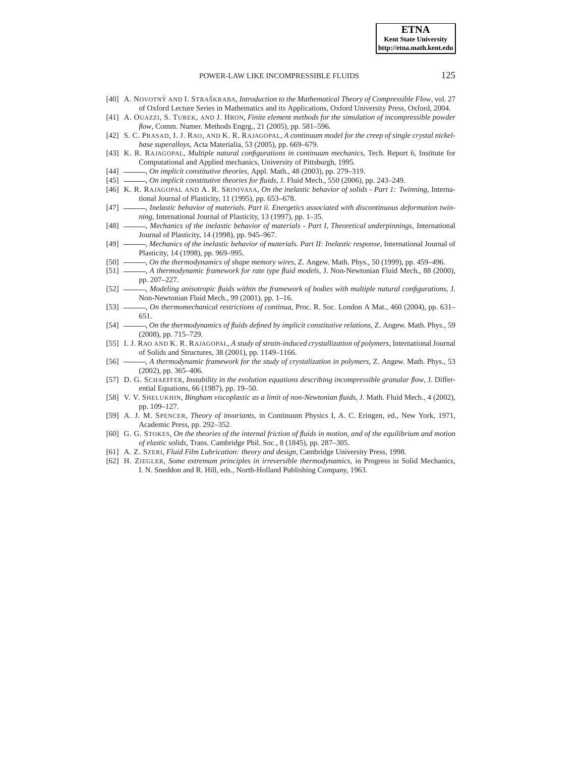[40] A. Novotný and I. Straškraba, *Introduction to the Mathematical Theory of Compressible Flow*, vol. 27 of Oxford Lecture Series in Mathematics and its Applications, Oxford University Press, Oxford, 2004.

[41] A. Ouazzi, S. Turek, and J. Hron, *Finite element methods for the simulation of incompressible powder flow*, Comm. Numer. Methods Engrg., 21 (2005), pp. 581–596.

[42] S. C. Prasad, I. J. Rao, and K. R. Rajagopal, *A continuum model for the creep of single crystal nickel-base superalloys*, Acta Materialia, 53 (2005), pp. 669–679.

[43] K. R. Rajagopal, *Multiple natural configurations in continuum mechanics*, Tech. Report 6, Institute for Computational and Applied mechanics, University of Pittsburgh, 1995.

[44] ———, *On implicit constitutive theories*, Appl. Math., 48 (2003), pp. 279–319.

[45] ———, *On implicit constitutive theories for fluids*, J. Fluid Mech., 550 (2006), pp. 243–249.

[46] K. R. Rajagopal and A. R. Srinivasa, *On the inelastic behavior of solids - Part 1: Twinning*, International Journal of Plasticity, 11 (1995), pp. 653–678.

[47] ———, *Inelastic behavior of materials. Part ii. Energetics associated with discontinuous deformation twinning*, International Journal of Plasticity, 13 (1997), pp. 1–35.

[48] ———, *Mechanics of the inelastic behavior of materials - Part I, Theoretical underpinnings*, International Journal of Plasticity, 14 (1998), pp. 945–967.

[49] ———, *Mechanics of the inelastic behavior of materials. Part II: Inelastic response*, International Journal of Plasticity, 14 (1998), pp. 969–995.

[50] ———, *On the thermodynamics of shape memory wires*, Z. Angew. Math. Phys., 50 (1999), pp. 459–496.

[51] ———, *A thermodynamic framework for rate type fluid models*, J. Non-Newtonian Fluid Mech., 88 (2000), pp. 207–227.

[52] ———, *Modeling anisotropic fluids within the framework of bodies with multiple natural configurations*, J. Non-Newtonian Fluid Mech., 99 (2001), pp. 1–16.

[53] ———, *On thermomechanical restrictions of continua*, Proc. R. Soc. London A Mat., 460 (2004), pp. 631–651.

[54] ———, *On the thermodynamics of fluids defined by implicit constitutive relations*, Z. Angew. Math. Phys., 59 (2008), pp. 715–729.

[55] I. J. Rao and K. R. Rajagopal, *A study of strain-induced crystallization of polymers*, International Journal of Solids and Structures, 38 (2001), pp. 1149–1166.

[56] ———, *A thermodynamic framework for the study of crystalization in polymers*, Z. Angew. Math. Phys., 53 (2002), pp. 365–406.

[57] D. G. Schaeffer, *Instability in the evolution equations describing incompressible granular flow*, J. Differential Equations, 66 (1987), pp. 19–50.

[58] V. V. Shelukhin, *Bingham viscoplastic as a limit of non-Newtonian fluids*, J. Math. Fluid Mech., 4 (2002), pp. 109–127.

[59] A. J. M. Spencer, *Theory of invariants*, in Continuum Physics I, A. C. Eringen, ed., New York, 1971, Academic Press, pp. 292–352.

[60] G. G. Stokes, *On the theories of the internal friction of fluids in motion, and of the equilibrium and motion of elastic solids*, Trans. Cambridge Phil. Soc., 8 (1845), pp. 287–305.

[61] A. Z. Szeri, *Fluid Film Lubrication: theory and design*, Cambridge University Press, 1998.

[62] H. Ziegler, *Some extremum principles in irreversible thermodynamics*, in Progress in Solid Mechanics, I. N. Sneddon and R. Hill, eds., North-Holland Publishing Company, 1963.